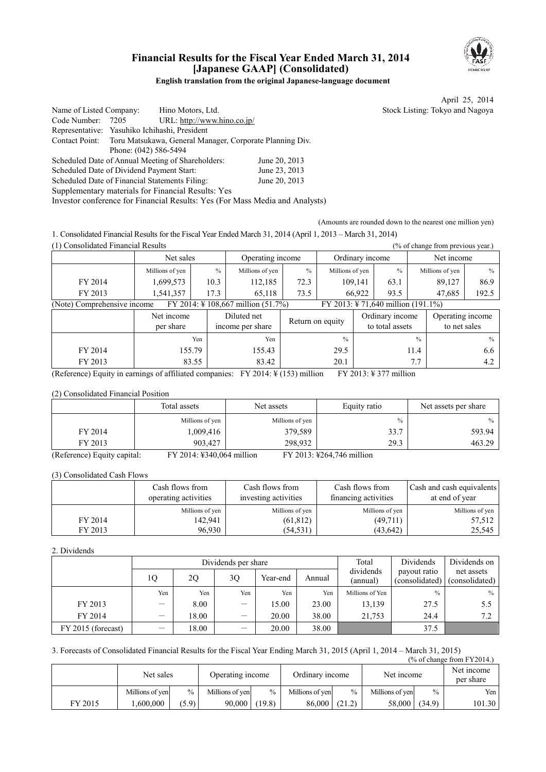# Financial Results for the Fiscal Year Ended March 31, 2014 [Japanese GAAP] (Consolidated)

**English translation from the original Japanese-language document**

April 25, 2014

Name of Listed Company: Hino Motors, Ltd. Stock Listing: Tokyo and Nagoya
Code Number: 7205 URL: http://www.hino.co.jp/
Representative: Yasuhiko Ichihashi, President
Contact Point: Toru Matsukawa, General Manager, Corporate Planning Div.
Phone: (042) 586-5494
Scheduled Date of Annual Meeting of Shareholders: June 20, 2013
Scheduled Date of Dividend Payment Start: June 23, 2013
Scheduled Date of Financial Statements Filing: June 20, 2013
Supplementary materials for Financial Results: Yes
Investor conference for Financial Results: Yes (For Mass Media and Analysts)

(Amounts are rounded down to the nearest one million yen)

1. Consolidated Financial Results for the Fiscal Year Ended March 31, 2014 (April 1, 2013 – March 31, 2014)

(1) Consolidated Financial Results (% of change from previous year.)

| | Net sales | | Operating income | | Ordinary income | | Net income | |
|---|---|---|---|---|---|---|---|---|
| | Millions of yen | % | Millions of yen | % | Millions of yen | % | Millions of yen | % |
| FY 2014 | 1,699,573 | 10.3 | 112,185 | 72.3 | 109,141 | 63.1 | 89,127 | 86.9 |
| FY 2013 | 1,541,357 | 17.3 | 65,118 | 73.5 | 66,922 | 93.5 | 47,685 | 192.5 |

(Note) Comprehensive income FY 2014: ¥ 108,667 million (51.7%) FY 2013: ¥ 71,640 million (191.1%)

| | Net income per share | Diluted net income per share | Return on equity | Ordinary income to total assets | Operating income to net sales |
|---|---|---|---|---|---|
| | Yen | Yen | % | % | % |
| FY 2014 | 155.79 | 155.43 | 29.5 | 11.4 | 6.6 |
| FY 2013 | 83.55 | 83.42 | 20.1 | 7.7 | 4.2 |

(Reference) Equity in earnings of affiliated companies: FY 2014: ¥ (153) million FY 2013: ¥ 377 million

(2) Consolidated Financial Position

| | Total assets | Net assets | Equity ratio | Net assets per share |
|---|---|---|---|---|
| | Millions of yen | Millions of yen | % | % |
| FY 2014 | 1,009,416 | 379,589 | 33.7 | 593.94 |
| FY 2013 | 903,427 | 298,932 | 29.3 | 463.29 |

(Reference) Equity capital: FY 2014: ¥340,064 million FY 2013: ¥264,746 million

(3) Consolidated Cash Flows

| | Cash flows from operating activities | Cash flows from investing activities | Cash flows from financing activities | Cash and cash equivalents at end of year |
|---|---|---|---|---|
| | Millions of yen | Millions of yen | Millions of yen | Millions of yen |
| FY 2014 | 142,941 | (61,812) | (49,711) | 57,512 |
| FY 2013 | 96,930 | (54,531) | (43,642) | 25,545 |

2. Dividends

| | Dividends per share | | | | | Total dividends (annual) | Dividends payout ratio (consolidated) | Dividends on net assets (consolidated) |
|---|---|---|---|---|---|---|---|---|
| | 1Q | 2Q | 3Q | Year-end | Annual | | | |
| | Yen | Yen | Yen | Yen | Yen | Millions of Yen | % | % |
| FY 2013 | — | 8.00 | — | 15.00 | 23.00 | 13,139 | 27.5 | 5.5 |
| FY 2014 | — | 18.00 | — | 20.00 | 38.00 | 21,753 | 24.4 | 7.2 |
| FY 2015 (forecast) | — | 18.00 | — | 20.00 | 38.00 | | 37.5 | |

3. Forecasts of Consolidated Financial Results for the Fiscal Year Ending March 31, 2015 (April 1, 2014 – March 31, 2015)

(% of change from FY2014.)

| | Net sales | | Operating income | | Ordinary income | | Net income | | Net income per share |
|---|---|---|---|---|---|---|---|---|---|
| | Millions of yen | % | Millions of yen | % | Millions of yen | % | Millions of yen | % | Yen |
| FY 2015 | 1,600,000 | (5.9) | 90,000 | (19.8) | 86,000 | (21.2) | 58,000 | (34.9) | 101.30 |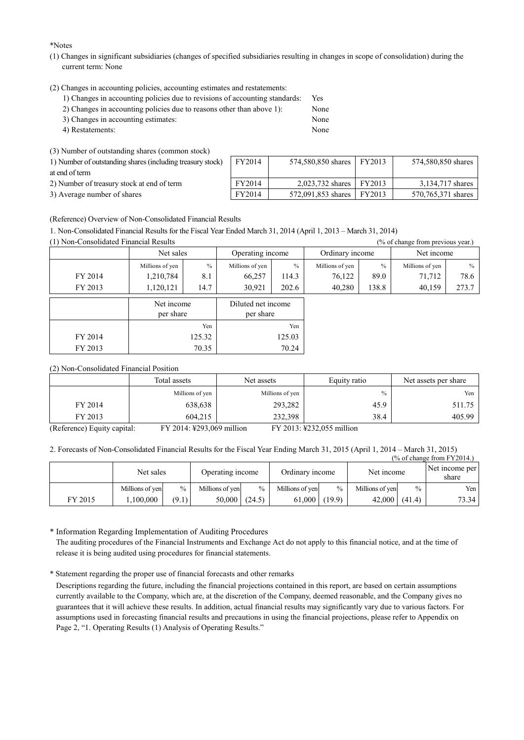*Notes

(1) Changes in significant subsidiaries (changes of specified subsidiaries resulting in changes in scope of consolidation) during the current term: None

(2) Changes in accounting policies, accounting estimates and restatements:

| | |
|---|---|
| 1) Changes in accounting policies due to revisions of accounting standards: | Yes |
| 2) Changes in accounting policies due to reasons other than above 1): | None |
| 3) Changes in accounting estimates: | None |
| 4) Restatements: | None |

(3) Number of outstanding shares (common stock)

| | | | | |
|---|---|---|---|---|
| 1) Number of outstanding shares (including treasury stock) at end of term | FY2014 | 574,580,850 shares | FY2013 | 574,580,850 shares |
| 2) Number of treasury stock at end of term | FY2014 | 2,023,732 shares | FY2013 | 3,134,717 shares |
| 3) Average number of shares | FY2014 | 572,091,853 shares | FY2013 | 570,765,371 shares |

(Reference) Overview of Non-Consolidated Financial Results

1. Non-Consolidated Financial Results for the Fiscal Year Ended March 31, 2014 (April 1, 2013 – March 31, 2014)

(1) Non-Consolidated Financial Results (% of change from previous year.)

| | Net sales | | Operating income | | Ordinary income | | Net income | |
|---|---|---|---|---|---|---|---|---|
| | Millions of yen | % | Millions of yen | % | Millions of yen | % | Millions of yen | % |
| FY 2014 | 1,210,784 | 8.1 | 66,257 | 114.3 | 76,122 | 89.0 | 71,712 | 78.6 |
| FY 2013 | 1,120,121 | 14.7 | 30,921 | 202.6 | 40,280 | 138.8 | 40,159 | 273.7 |

| | Net income per share | Diluted net income per share |
|---|---|---|
| | Yen | Yen |
| FY 2014 | 125.32 | 125.03 |
| FY 2013 | 70.35 | 70.24 |

(2) Non-Consolidated Financial Position

| | Total assets | Net assets | Equity ratio | Net assets per share |
|---|---|---|---|---|
| | Millions of yen | Millions of yen | % | Yen |
| FY 2014 | 638,638 | 293,282 | 45.9 | 511.75 |
| FY 2013 | 604,215 | 232,398 | 38.4 | 405.99 |

(Reference) Equity capital: FY 2014: ¥293,069 million FY 2013: ¥232,055 million

2. Forecasts of Non-Consolidated Financial Results for the Fiscal Year Ending March 31, 2015 (April 1, 2014 – March 31, 2015)

(% of change from FY2014.)

| | Net sales | | Operating income | | Ordinary income | | Net income | | Net income per share |
|---|---|---|---|---|---|---|---|---|---|
| | Millions of yen | % | Millions of yen | % | Millions of yen | % | Millions of yen | % | Yen |
| FY 2015 | 1,100,000 | (9.1) | 50,000 | (24.5) | 61,000 | (19.9) | 42,000 | (41.4) | 73.34 |

\* Information Regarding Implementation of Auditing Procedures

The auditing procedures of the Financial Instruments and Exchange Act do not apply to this financial notice, and at the time of release it is being audited using procedures for financial statements.

\* Statement regarding the proper use of financial forecasts and other remarks

Descriptions regarding the future, including the financial projections contained in this report, are based on certain assumptions currently available to the Company, which are, at the discretion of the Company, deemed reasonable, and the Company gives no guarantees that it will achieve these results. In addition, actual financial results may significantly vary due to various factors. For assumptions used in forecasting financial results and precautions in using the financial projections, please refer to Appendix on Page 2, "1. Operating Results (1) Analysis of Operating Results."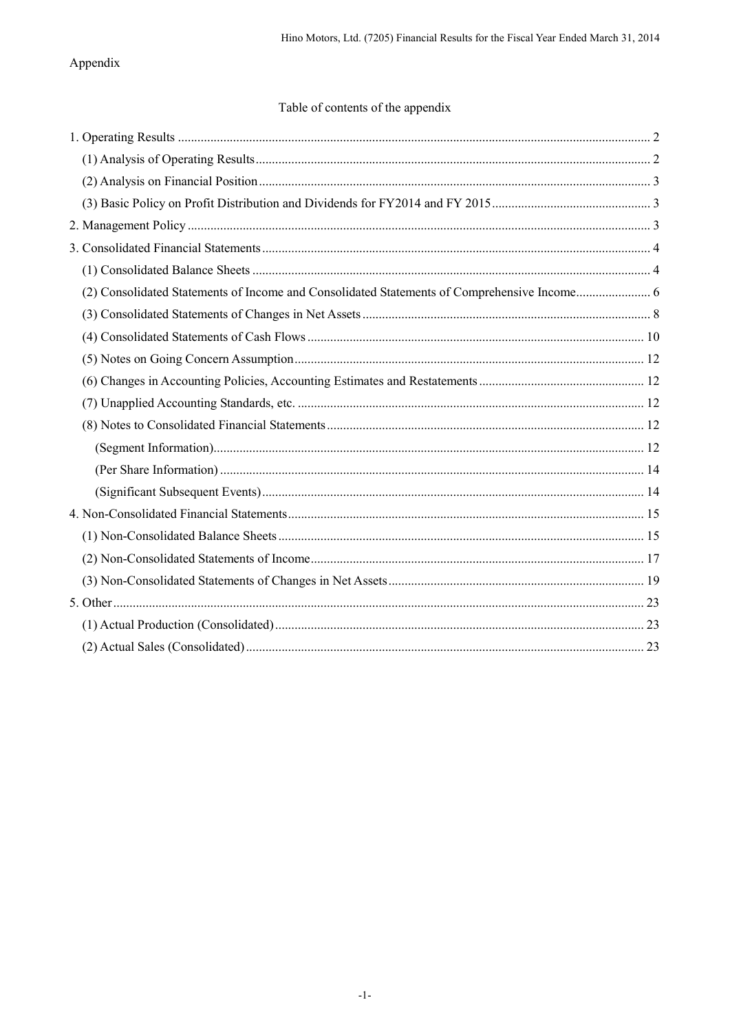Appendix

## Table of contents of the appendix

1. Operating Results ..... 2
   (1) Analysis of Operating Results ..... 2
   (2) Analysis on Financial Position ..... 3
   (3) Basic Policy on Profit Distribution and Dividends for FY2014 and FY 2015 ..... 3
2. Management Policy ..... 3
3. Consolidated Financial Statements ..... 4
   (1) Consolidated Balance Sheets ..... 4
   (2) Consolidated Statements of Income and Consolidated Statements of Comprehensive Income ..... 6
   (3) Consolidated Statements of Changes in Net Assets ..... 8
   (4) Consolidated Statements of Cash Flows ..... 10
   (5) Notes on Going Concern Assumption ..... 12
   (6) Changes in Accounting Policies, Accounting Estimates and Restatements ..... 12
   (7) Unapplied Accounting Standards, etc. ..... 12
   (8) Notes to Consolidated Financial Statements ..... 12
      (Segment Information) ..... 12
      (Per Share Information) ..... 14
      (Significant Subsequent Events) ..... 14
4. Non-Consolidated Financial Statements ..... 15
   (1) Non-Consolidated Balance Sheets ..... 15
   (2) Non-Consolidated Statements of Income ..... 17
   (3) Non-Consolidated Statements of Changes in Net Assets ..... 19
5. Other ..... 23
   (1) Actual Production (Consolidated) ..... 23
   (2) Actual Sales (Consolidated) ..... 23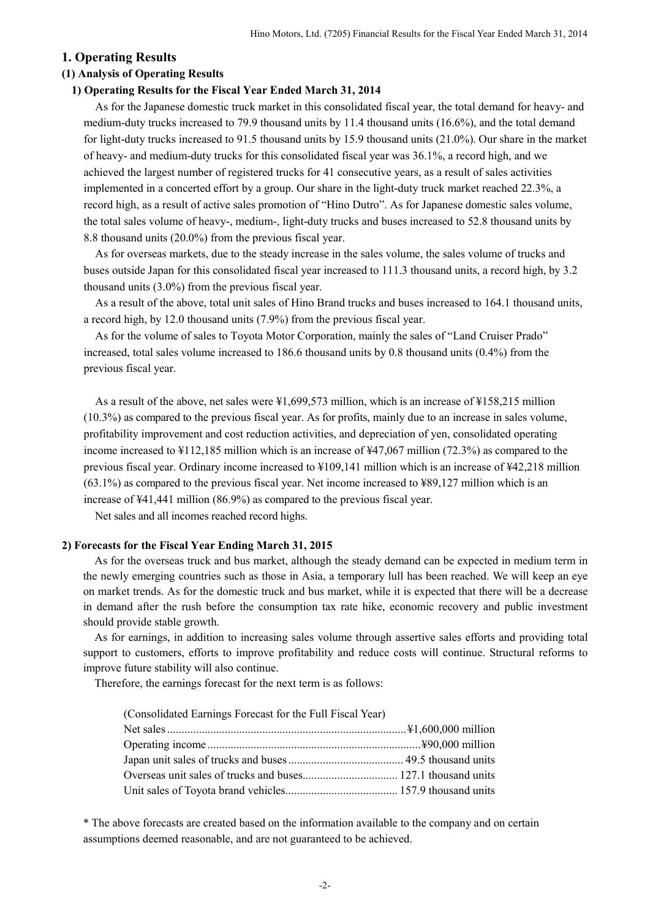## 1. Operating Results

### (1) Analysis of Operating Results

#### 1) Operating Results for the Fiscal Year Ended March 31, 2014

As for the Japanese domestic truck market in this consolidated fiscal year, the total demand for heavy- and medium-duty trucks increased to 79.9 thousand units by 11.4 thousand units (16.6%), and the total demand for light-duty trucks increased to 91.5 thousand units by 15.9 thousand units (21.0%). Our share in the market of heavy- and medium-duty trucks for this consolidated fiscal year was 36.1%, a record high, and we achieved the largest number of registered trucks for 41 consecutive years, as a result of sales activities implemented in a concerted effort by a group. Our share in the light-duty truck market reached 22.3%, a record high, as a result of active sales promotion of "Hino Dutro". As for Japanese domestic sales volume, the total sales volume of heavy-, medium-, light-duty trucks and buses increased to 52.8 thousand units by 8.8 thousand units (20.0%) from the previous fiscal year.

As for overseas markets, due to the steady increase in the sales volume, the sales volume of trucks and buses outside Japan for this consolidated fiscal year increased to 111.3 thousand units, a record high, by 3.2 thousand units (3.0%) from the previous fiscal year.

As a result of the above, total unit sales of Hino Brand trucks and buses increased to 164.1 thousand units, a record high, by 12.0 thousand units (7.9%) from the previous fiscal year.

As for the volume of sales to Toyota Motor Corporation, mainly the sales of "Land Cruiser Prado" increased, total sales volume increased to 186.6 thousand units by 0.8 thousand units (0.4%) from the previous fiscal year.

As a result of the above, net sales were ¥1,699,573 million, which is an increase of ¥158,215 million (10.3%) as compared to the previous fiscal year. As for profits, mainly due to an increase in sales volume, profitability improvement and cost reduction activities, and depreciation of yen, consolidated operating income increased to ¥112,185 million which is an increase of ¥47,067 million (72.3%) as compared to the previous fiscal year. Ordinary income increased to ¥109,141 million which is an increase of ¥42,218 million (63.1%) as compared to the previous fiscal year. Net income increased to ¥89,127 million which is an increase of ¥41,441 million (86.9%) as compared to the previous fiscal year.

Net sales and all incomes reached record highs.

#### 2) Forecasts for the Fiscal Year Ending March 31, 2015

As for the overseas truck and bus market, although the steady demand can be expected in medium term in the newly emerging countries such as those in Asia, a temporary lull has been reached. We will keep an eye on market trends. As for the domestic truck and bus market, while it is expected that there will be a decrease in demand after the rush before the consumption tax rate hike, economic recovery and public investment should provide stable growth.

As for earnings, in addition to increasing sales volume through assertive sales efforts and providing total support to customers, efforts to improve profitability and reduce costs will continue. Structural reforms to improve future stability will also continue.

Therefore, the earnings forecast for the next term is as follows:

(Consolidated Earnings Forecast for the Full Fiscal Year)

| | |
|---|---|
| Net sales | ¥1,600,000 million |
| Operating income | ¥90,000 million |
| Japan unit sales of trucks and buses | 49.5 thousand units |
| Overseas unit sales of trucks and buses | 127.1 thousand units |
| Unit sales of Toyota brand vehicles | 157.9 thousand units |

* The above forecasts are created based on the information available to the company and on certain assumptions deemed reasonable, and are not guaranteed to be achieved.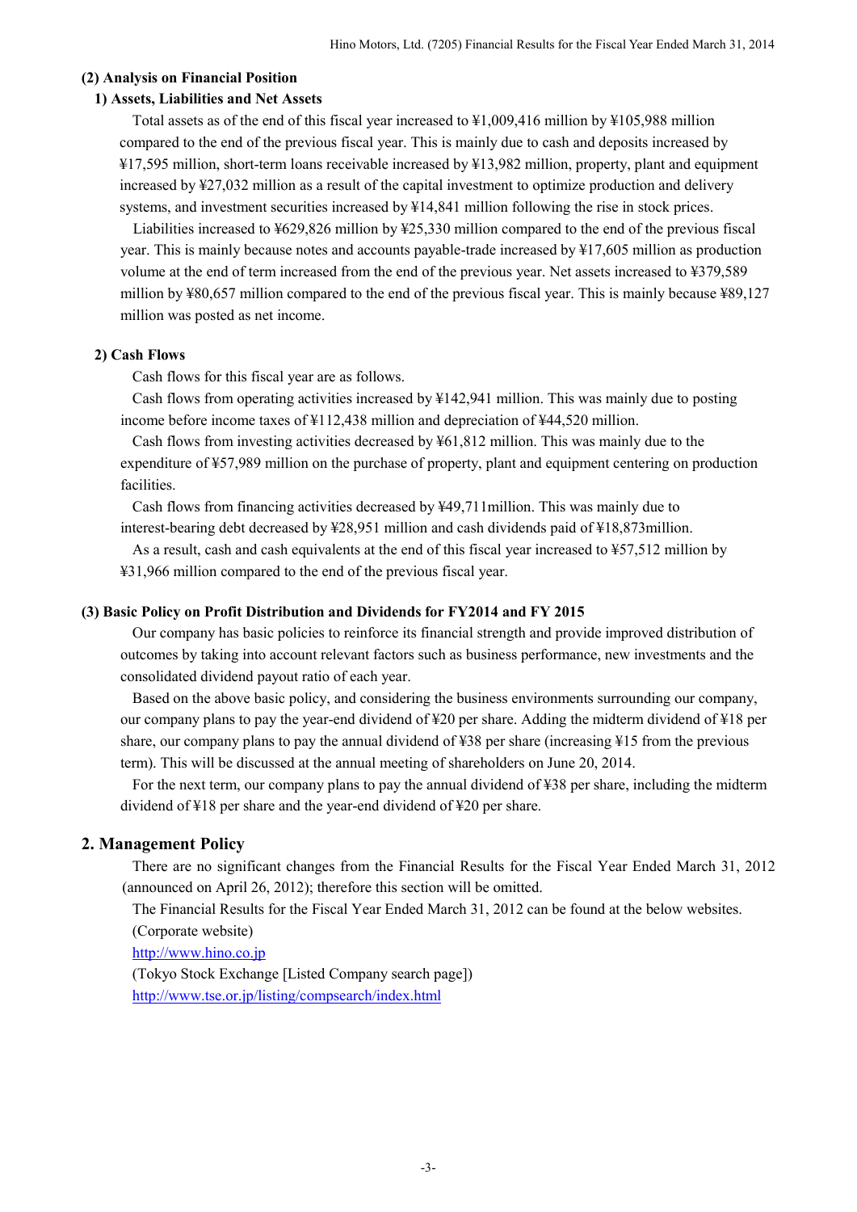### (2) Analysis on Financial Position

#### 1) Assets, Liabilities and Net Assets

Total assets as of the end of this fiscal year increased to ¥1,009,416 million by ¥105,988 million compared to the end of the previous fiscal year. This is mainly due to cash and deposits increased by ¥17,595 million, short-term loans receivable increased by ¥13,982 million, property, plant and equipment increased by ¥27,032 million as a result of the capital investment to optimize production and delivery systems, and investment securities increased by ¥14,841 million following the rise in stock prices.

Liabilities increased to ¥629,826 million by ¥25,330 million compared to the end of the previous fiscal year. This is mainly because notes and accounts payable-trade increased by ¥17,605 million as production volume at the end of term increased from the end of the previous year. Net assets increased to ¥379,589 million by ¥80,657 million compared to the end of the previous fiscal year. This is mainly because ¥89,127 million was posted as net income.

#### 2) Cash Flows

Cash flows for this fiscal year are as follows.

Cash flows from operating activities increased by ¥142,941 million. This was mainly due to posting income before income taxes of ¥112,438 million and depreciation of ¥44,520 million.

Cash flows from investing activities decreased by ¥61,812 million. This was mainly due to the expenditure of ¥57,989 million on the purchase of property, plant and equipment centering on production facilities.

Cash flows from financing activities decreased by ¥49,711million. This was mainly due to interest-bearing debt decreased by ¥28,951 million and cash dividends paid of ¥18,873million.

As a result, cash and cash equivalents at the end of this fiscal year increased to ¥57,512 million by ¥31,966 million compared to the end of the previous fiscal year.

### (3) Basic Policy on Profit Distribution and Dividends for FY2014 and FY 2015

Our company has basic policies to reinforce its financial strength and provide improved distribution of outcomes by taking into account relevant factors such as business performance, new investments and the consolidated dividend payout ratio of each year.

Based on the above basic policy, and considering the business environments surrounding our company, our company plans to pay the year-end dividend of ¥20 per share. Adding the midterm dividend of ¥18 per share, our company plans to pay the annual dividend of ¥38 per share (increasing ¥15 from the previous term). This will be discussed at the annual meeting of shareholders on June 20, 2014.

For the next term, our company plans to pay the annual dividend of ¥38 per share, including the midterm dividend of ¥18 per share and the year-end dividend of ¥20 per share.

## 2. Management Policy

There are no significant changes from the Financial Results for the Fiscal Year Ended March 31, 2012 (announced on April 26, 2012); therefore this section will be omitted.

The Financial Results for the Fiscal Year Ended March 31, 2012 can be found at the below websites.

(Corporate website)

http://www.hino.co.jp

(Tokyo Stock Exchange [Listed Company search page])

http://www.tse.or.jp/listing/compsearch/index.html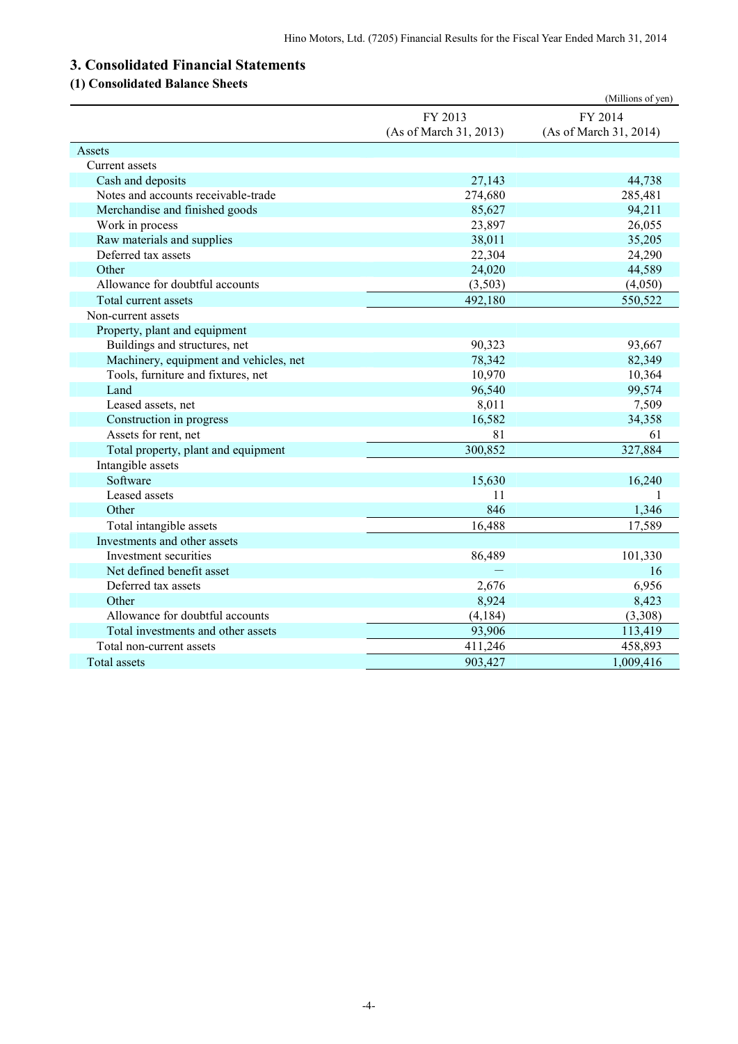## 3. Consolidated Financial Statements

### (1) Consolidated Balance Sheets

(Millions of yen)

| | FY 2013 (As of March 31, 2013) | FY 2014 (As of March 31, 2014) |
|---|---|---|
| Assets | | |
| Current assets | | |
| Cash and deposits | 27,143 | 44,738 |
| Notes and accounts receivable-trade | 274,680 | 285,481 |
| Merchandise and finished goods | 85,627 | 94,211 |
| Work in process | 23,897 | 26,055 |
| Raw materials and supplies | 38,011 | 35,205 |
| Deferred tax assets | 22,304 | 24,290 |
| Other | 24,020 | 44,589 |
| Allowance for doubtful accounts | (3,503) | (4,050) |
| Total current assets | 492,180 | 550,522 |
| Non-current assets | | |
| Property, plant and equipment | | |
| Buildings and structures, net | 90,323 | 93,667 |
| Machinery, equipment and vehicles, net | 78,342 | 82,349 |
| Tools, furniture and fixtures, net | 10,970 | 10,364 |
| Land | 96,540 | 99,574 |
| Leased assets, net | 8,011 | 7,509 |
| Construction in progress | 16,582 | 34,358 |
| Assets for rent, net | 81 | 61 |
| Total property, plant and equipment | 300,852 | 327,884 |
| Intangible assets | | |
| Software | 15,630 | 16,240 |
| Leased assets | 11 | 1 |
| Other | 846 | 1,346 |
| Total intangible assets | 16,488 | 17,589 |
| Investments and other assets | | |
| Investment securities | 86,489 | 101,330 |
| Net defined benefit asset | — | 16 |
| Deferred tax assets | 2,676 | 6,956 |
| Other | 8,924 | 8,423 |
| Allowance for doubtful accounts | (4,184) | (3,308) |
| Total investments and other assets | 93,906 | 113,419 |
| Total non-current assets | 411,246 | 458,893 |
| Total assets | 903,427 | 1,009,416 |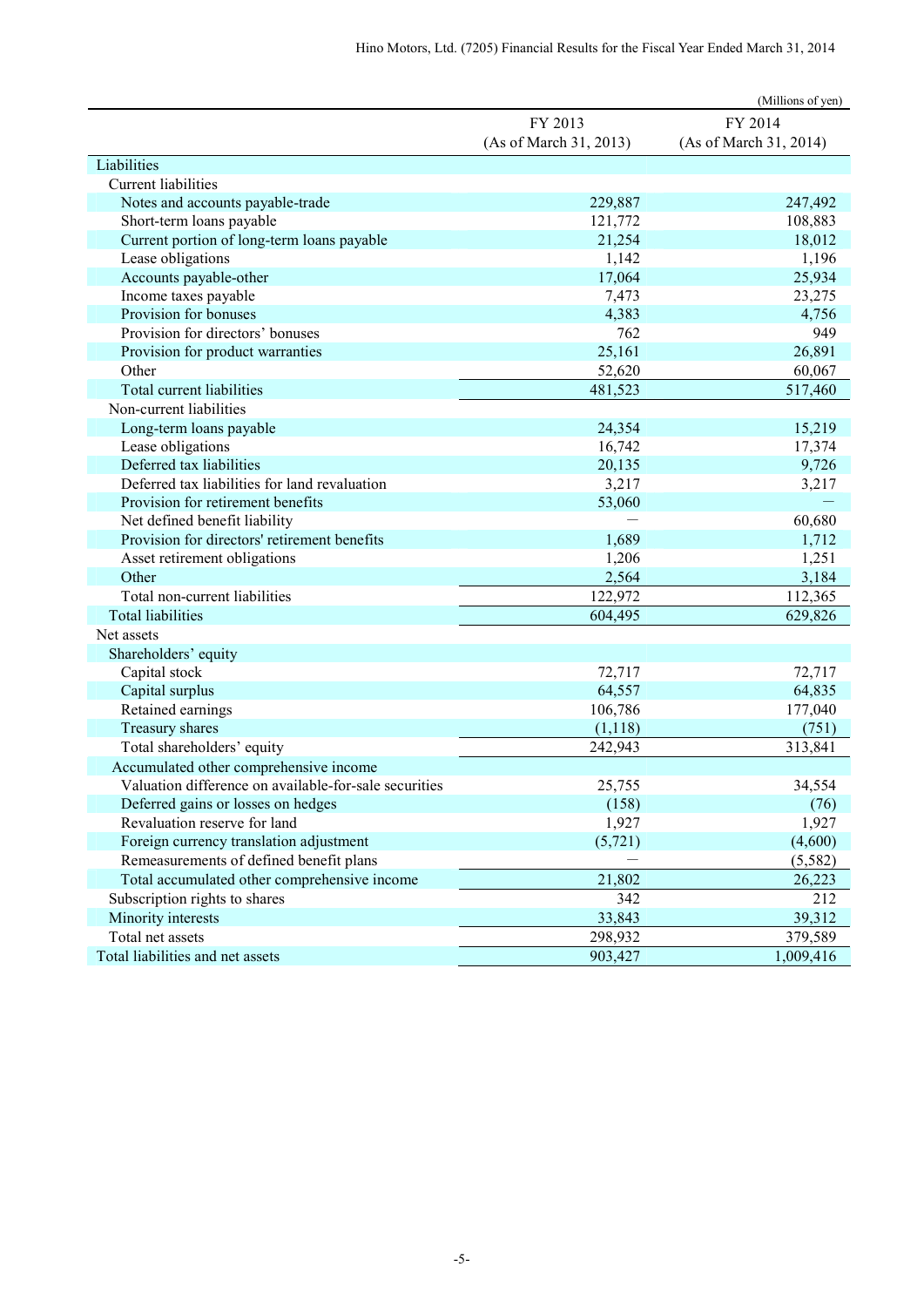(Millions of yen)

| | FY 2013 (As of March 31, 2013) | FY 2014 (As of March 31, 2014) |
|---|---|---|
| Liabilities | | |
| Current liabilities | | |
| Notes and accounts payable-trade | 229,887 | 247,492 |
| Short-term loans payable | 121,772 | 108,883 |
| Current portion of long-term loans payable | 21,254 | 18,012 |
| Lease obligations | 1,142 | 1,196 |
| Accounts payable-other | 17,064 | 25,934 |
| Income taxes payable | 7,473 | 23,275 |
| Provision for bonuses | 4,383 | 4,756 |
| Provision for directors' bonuses | 762 | 949 |
| Provision for product warranties | 25,161 | 26,891 |
| Other | 52,620 | 60,067 |
| Total current liabilities | 481,523 | 517,460 |
| Non-current liabilities | | |
| Long-term loans payable | 24,354 | 15,219 |
| Lease obligations | 16,742 | 17,374 |
| Deferred tax liabilities | 20,135 | 9,726 |
| Deferred tax liabilities for land revaluation | 3,217 | 3,217 |
| Provision for retirement benefits | 53,060 | ― |
| Net defined benefit liability | ― | 60,680 |
| Provision for directors' retirement benefits | 1,689 | 1,712 |
| Asset retirement obligations | 1,206 | 1,251 |
| Other | 2,564 | 3,184 |
| Total non-current liabilities | 122,972 | 112,365 |
| Total liabilities | 604,495 | 629,826 |
| Net assets | | |
| Shareholders' equity | | |
| Capital stock | 72,717 | 72,717 |
| Capital surplus | 64,557 | 64,835 |
| Retained earnings | 106,786 | 177,040 |
| Treasury shares | (1,118) | (751) |
| Total shareholders' equity | 242,943 | 313,841 |
| Accumulated other comprehensive income | | |
| Valuation difference on available-for-sale securities | 25,755 | 34,554 |
| Deferred gains or losses on hedges | (158) | (76) |
| Revaluation reserve for land | 1,927 | 1,927 |
| Foreign currency translation adjustment | (5,721) | (4,600) |
| Remeasurements of defined benefit plans | ― | (5,582) |
| Total accumulated other comprehensive income | 21,802 | 26,223 |
| Subscription rights to shares | 342 | 212 |
| Minority interests | 33,843 | 39,312 |
| Total net assets | 298,932 | 379,589 |
| Total liabilities and net assets | 903,427 | 1,009,416 |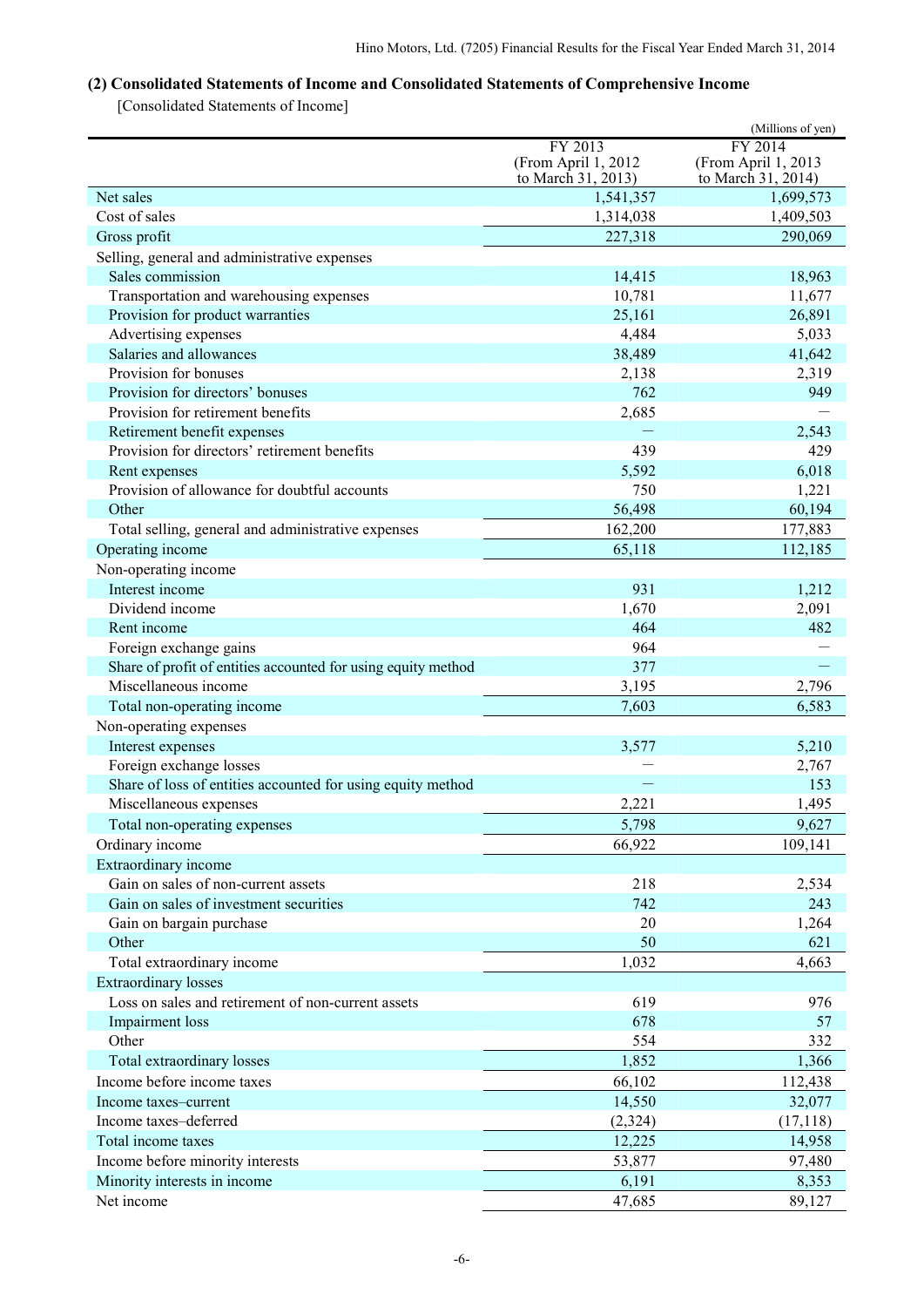## (2) Consolidated Statements of Income and Consolidated Statements of Comprehensive Income

[Consolidated Statements of Income]

(Millions of yen)

| | FY 2013 (From April 1, 2012 to March 31, 2013) | FY 2014 (From April 1, 2013 to March 31, 2014) |
|---|---|---|
| Net sales | 1,541,357 | 1,699,573 |
| Cost of sales | 1,314,038 | 1,409,503 |
| Gross profit | 227,318 | 290,069 |
| Selling, general and administrative expenses | | |
| Sales commission | 14,415 | 18,963 |
| Transportation and warehousing expenses | 10,781 | 11,677 |
| Provision for product warranties | 25,161 | 26,891 |
| Advertising expenses | 4,484 | 5,033 |
| Salaries and allowances | 38,489 | 41,642 |
| Provision for bonuses | 2,138 | 2,319 |
| Provision for directors' bonuses | 762 | 949 |
| Provision for retirement benefits | 2,685 | — |
| Retirement benefit expenses | — | 2,543 |
| Provision for directors' retirement benefits | 439 | 429 |
| Rent expenses | 5,592 | 6,018 |
| Provision of allowance for doubtful accounts | 750 | 1,221 |
| Other | 56,498 | 60,194 |
| Total selling, general and administrative expenses | 162,200 | 177,883 |
| Operating income | 65,118 | 112,185 |
| Non-operating income | | |
| Interest income | 931 | 1,212 |
| Dividend income | 1,670 | 2,091 |
| Rent income | 464 | 482 |
| Foreign exchange gains | 964 | — |
| Share of profit of entities accounted for using equity method | 377 | — |
| Miscellaneous income | 3,195 | 2,796 |
| Total non-operating income | 7,603 | 6,583 |
| Non-operating expenses | | |
| Interest expenses | 3,577 | 5,210 |
| Foreign exchange losses | — | 2,767 |
| Share of loss of entities accounted for using equity method | — | 153 |
| Miscellaneous expenses | 2,221 | 1,495 |
| Total non-operating expenses | 5,798 | 9,627 |
| Ordinary income | 66,922 | 109,141 |
| Extraordinary income | | |
| Gain on sales of non-current assets | 218 | 2,534 |
| Gain on sales of investment securities | 742 | 243 |
| Gain on bargain purchase | 20 | 1,264 |
| Other | 50 | 621 |
| Total extraordinary income | 1,032 | 4,663 |
| Extraordinary losses | | |
| Loss on sales and retirement of non-current assets | 619 | 976 |
| Impairment loss | 678 | 57 |
| Other | 554 | 332 |
| Total extraordinary losses | 1,852 | 1,366 |
| Income before income taxes | 66,102 | 112,438 |
| Income taxes–current | 14,550 | 32,077 |
| Income taxes–deferred | (2,324) | (17,118) |
| Total income taxes | 12,225 | 14,958 |
| Income before minority interests | 53,877 | 97,480 |
| Minority interests in income | 6,191 | 8,353 |
| Net income | 47,685 | 89,127 |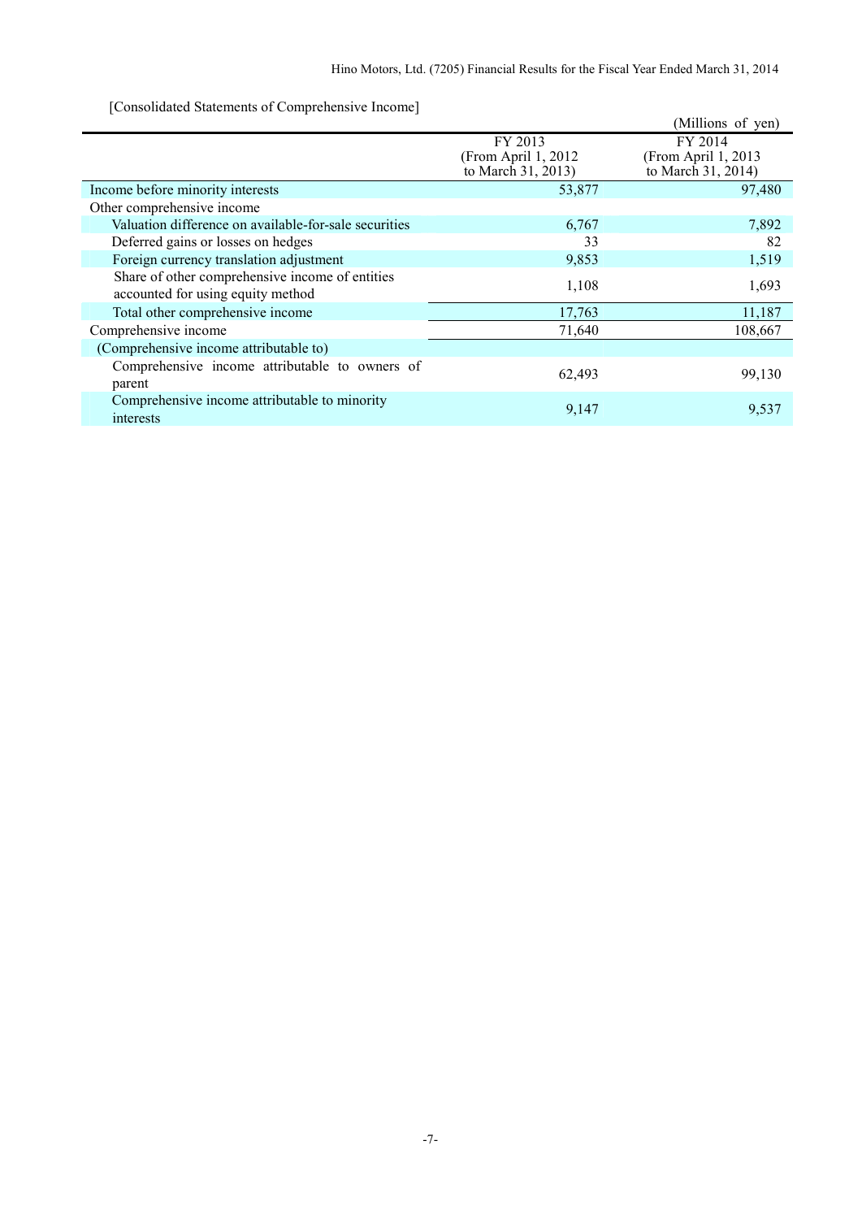[Consolidated Statements of Comprehensive Income]

(Millions of yen)

| | FY 2013 (From April 1, 2012 to March 31, 2013) | FY 2014 (From April 1, 2013 to March 31, 2014) |
|---|---|---|
| Income before minority interests | 53,877 | 97,480 |
| Other comprehensive income | | |
| Valuation difference on available-for-sale securities | 6,767 | 7,892 |
| Deferred gains or losses on hedges | 33 | 82 |
| Foreign currency translation adjustment | 9,853 | 1,519 |
| Share of other comprehensive income of entities accounted for using equity method | 1,108 | 1,693 |
| Total other comprehensive income | 17,763 | 11,187 |
| Comprehensive income | 71,640 | 108,667 |
| (Comprehensive income attributable to) | | |
| Comprehensive income attributable to owners of parent | 62,493 | 99,130 |
| Comprehensive income attributable to minority interests | 9,147 | 9,537 |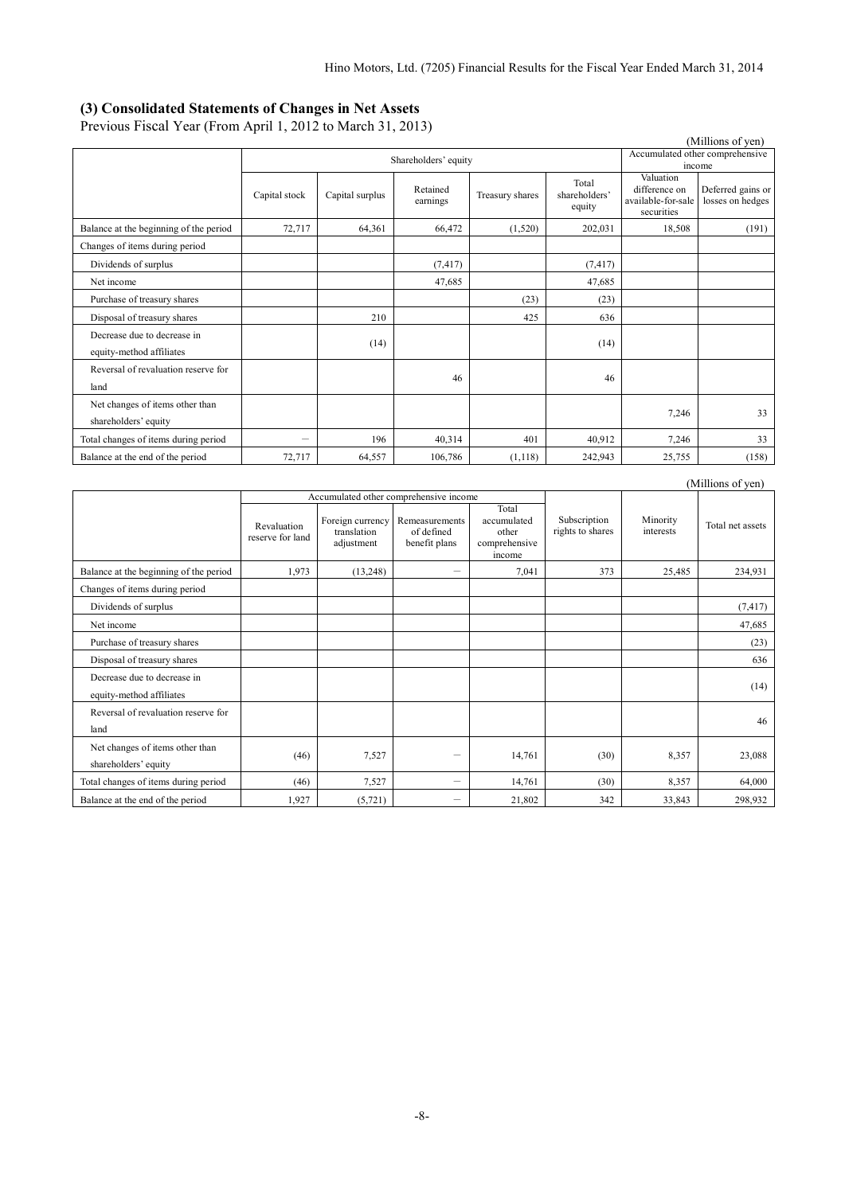### (3) Consolidated Statements of Changes in Net Assets

Previous Fiscal Year (From April 1, 2012 to March 31, 2013)

(Millions of yen)

| | Shareholders' equity | | | | | Accumulated other comprehensive income | |
|---|---|---|---|---|---|---|---|
| | Capital stock | Capital surplus | Retained earnings | Treasury shares | Total shareholders' equity | Valuation difference on available-for-sale securities | Deferred gains or losses on hedges |
| Balance at the beginning of the period | 72,717 | 64,361 | 66,472 | (1,520) | 202,031 | 18,508 | (191) |
| Changes of items during period | | | | | | | |
| Dividends of surplus | | | (7,417) | | (7,417) | | |
| Net income | | | 47,685 | | 47,685 | | |
| Purchase of treasury shares | | | | (23) | (23) | | |
| Disposal of treasury shares | | 210 | | 425 | 636 | | |
| Decrease due to decrease in equity-method affiliates | | (14) | | | (14) | | |
| Reversal of revaluation reserve for land | | | 46 | | 46 | | |
| Net changes of items other than shareholders' equity | | | | | | 7,246 | 33 |
| Total changes of items during period | − | 196 | 40,314 | 401 | 40,912 | 7,246 | 33 |
| Balance at the end of the period | 72,717 | 64,557 | 106,786 | (1,118) | 242,943 | 25,755 | (158) |

(Millions of yen)

| | Accumulated other comprehensive income | | | | Subscription rights to shares | Minority interests | Total net assets |
|---|---|---|---|---|---|---|---|
| | Revaluation reserve for land | Foreign currency translation adjustment | Remeasurements of defined benefit plans | Total accumulated other comprehensive income | | | |
| Balance at the beginning of the period | 1,973 | (13,248) | − | 7,041 | 373 | 25,485 | 234,931 |
| Changes of items during period | | | | | | | |
| Dividends of surplus | | | | | | | (7,417) |
| Net income | | | | | | | 47,685 |
| Purchase of treasury shares | | | | | | | (23) |
| Disposal of treasury shares | | | | | | | 636 |
| Decrease due to decrease in equity-method affiliates | | | | | | | (14) |
| Reversal of revaluation reserve for land | | | | | | | 46 |
| Net changes of items other than shareholders' equity | (46) | 7,527 | − | 14,761 | (30) | 8,357 | 23,088 |
| Total changes of items during period | (46) | 7,527 | − | 14,761 | (30) | 8,357 | 64,000 |
| Balance at the end of the period | 1,927 | (5,721) | − | 21,802 | 342 | 33,843 | 298,932 |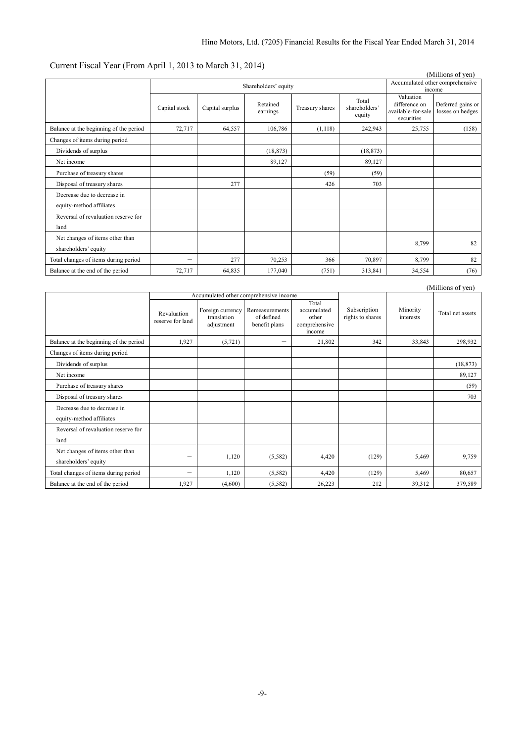Current Fiscal Year (From April 1, 2013 to March 31, 2014)

(Millions of yen)

| | Shareholders' equity | | | | | Accumulated other comprehensive income | |
|---|---|---|---|---|---|---|---|
| | Capital stock | Capital surplus | Retained earnings | Treasury shares | Total shareholders' equity | Valuation difference on available-for-sale securities | Deferred gains or losses on hedges |
| Balance at the beginning of the period | 72,717 | 64,557 | 106,786 | (1,118) | 242,943 | 25,755 | (158) |
| Changes of items during period | | | | | | | |
| Dividends of surplus | | | (18,873) | | (18,873) | | |
| Net income | | | 89,127 | | 89,127 | | |
| Purchase of treasury shares | | | | (59) | (59) | | |
| Disposal of treasury shares | | 277 | | 426 | 703 | | |
| Decrease due to decrease in equity-method affiliates | | | | | | | |
| Reversal of revaluation reserve for land | | | | | | | |
| Net changes of items other than shareholders' equity | | | | | | 8,799 | 82 |
| Total changes of items during period | − | 277 | 70,253 | 366 | 70,897 | 8,799 | 82 |
| Balance at the end of the period | 72,717 | 64,835 | 177,040 | (751) | 313,841 | 34,554 | (76) |

(Millions of yen)

| | Accumulated other comprehensive income | | | | Subscription rights to shares | Minority interests | Total net assets |
|---|---|---|---|---|---|---|---|
| | Revaluation reserve for land | Foreign currency translation adjustment | Remeasurements of defined benefit plans | Total accumulated other comprehensive income | | | |
| Balance at the beginning of the period | 1,927 | (5,721) | − | 21,802 | 342 | 33,843 | 298,932 |
| Changes of items during period | | | | | | | |
| Dividends of surplus | | | | | | | (18,873) |
| Net income | | | | | | | 89,127 |
| Purchase of treasury shares | | | | | | | (59) |
| Disposal of treasury shares | | | | | | | 703 |
| Decrease due to decrease in equity-method affiliates | | | | | | | |
| Reversal of revaluation reserve for land | | | | | | | |
| Net changes of items other than shareholders' equity | − | 1,120 | (5,582) | 4,420 | (129) | 5,469 | 9,759 |
| Total changes of items during period | − | 1,120 | (5,582) | 4,420 | (129) | 5,469 | 80,657 |
| Balance at the end of the period | 1,927 | (4,600) | (5,582) | 26,223 | 212 | 39,312 | 379,589 |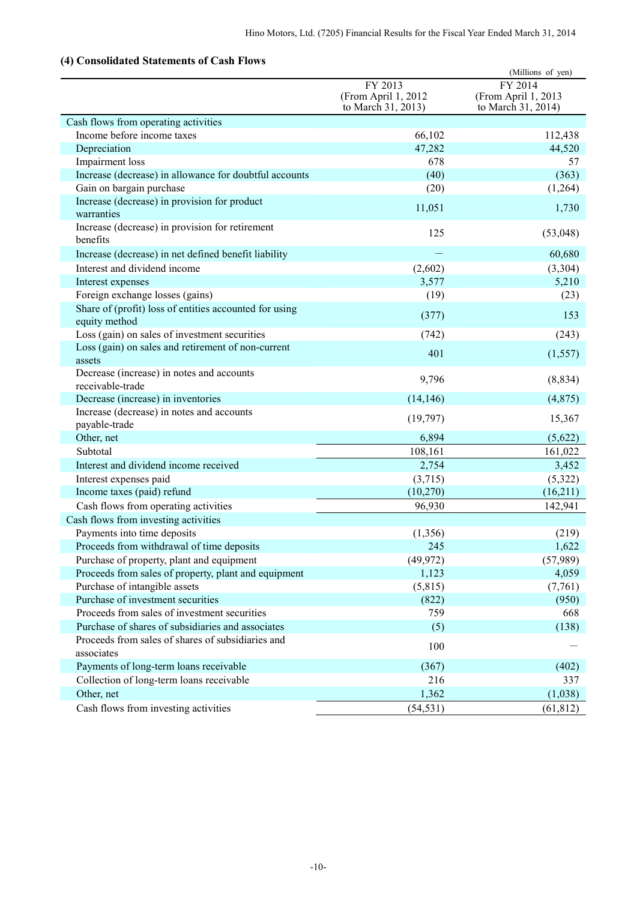## (4) Consolidated Statements of Cash Flows

(Millions of yen)

| | FY 2013 (From April 1, 2012 to March 31, 2013) | FY 2014 (From April 1, 2013 to March 31, 2014) |
|---|---|---|
| Cash flows from operating activities | | |
| Income before income taxes | 66,102 | 112,438 |
| Depreciation | 47,282 | 44,520 |
| Impairment loss | 678 | 57 |
| Increase (decrease) in allowance for doubtful accounts | (40) | (363) |
| Gain on bargain purchase | (20) | (1,264) |
| Increase (decrease) in provision for product warranties | 11,051 | 1,730 |
| Increase (decrease) in provision for retirement benefits | 125 | (53,048) |
| Increase (decrease) in net defined benefit liability | — | 60,680 |
| Interest and dividend income | (2,602) | (3,304) |
| Interest expenses | 3,577 | 5,210 |
| Foreign exchange losses (gains) | (19) | (23) |
| Share of (profit) loss of entities accounted for using equity method | (377) | 153 |
| Loss (gain) on sales of investment securities | (742) | (243) |
| Loss (gain) on sales and retirement of non-current assets | 401 | (1,557) |
| Decrease (increase) in notes and accounts receivable-trade | 9,796 | (8,834) |
| Decrease (increase) in inventories | (14,146) | (4,875) |
| Increase (decrease) in notes and accounts payable-trade | (19,797) | 15,367 |
| Other, net | 6,894 | (5,622) |
| Subtotal | 108,161 | 161,022 |
| Interest and dividend income received | 2,754 | 3,452 |
| Interest expenses paid | (3,715) | (5,322) |
| Income taxes (paid) refund | (10,270) | (16,211) |
| Cash flows from operating activities | 96,930 | 142,941 |
| Cash flows from investing activities | | |
| Payments into time deposits | (1,356) | (219) |
| Proceeds from withdrawal of time deposits | 245 | 1,622 |
| Purchase of property, plant and equipment | (49,972) | (57,989) |
| Proceeds from sales of property, plant and equipment | 1,123 | 4,059 |
| Purchase of intangible assets | (5,815) | (7,761) |
| Purchase of investment securities | (822) | (950) |
| Proceeds from sales of investment securities | 759 | 668 |
| Purchase of shares of subsidiaries and associates | (5) | (138) |
| Proceeds from sales of shares of subsidiaries and associates | 100 | — |
| Payments of long-term loans receivable | (367) | (402) |
| Collection of long-term loans receivable | 216 | 337 |
| Other, net | 1,362 | (1,038) |
| Cash flows from investing activities | (54,531) | (61,812) |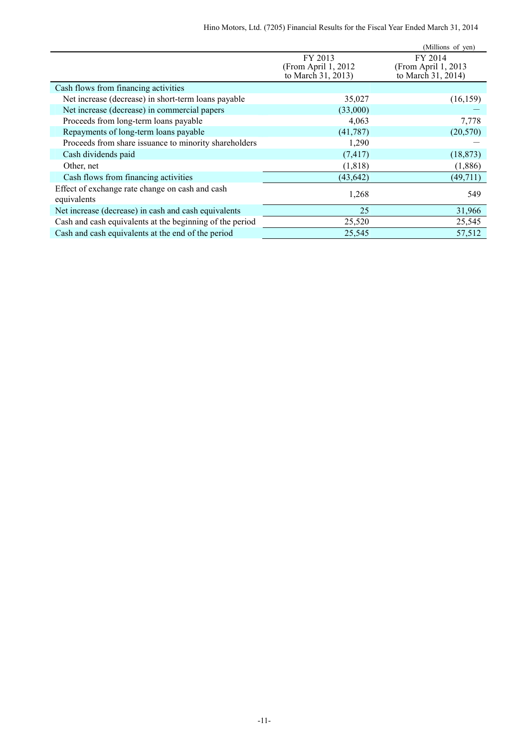(Millions of yen)

| | FY 2013 (From April 1, 2012 to March 31, 2013) | FY 2014 (From April 1, 2013 to March 31, 2014) |
|---|---|---|
| Cash flows from financing activities | | |
| Net increase (decrease) in short-term loans payable | 35,027 | (16,159) |
| Net increase (decrease) in commercial papers | (33,000) | — |
| Proceeds from long-term loans payable | 4,063 | 7,778 |
| Repayments of long-term loans payable | (41,787) | (20,570) |
| Proceeds from share issuance to minority shareholders | 1,290 | — |
| Cash dividends paid | (7,417) | (18,873) |
| Other, net | (1,818) | (1,886) |
| Cash flows from financing activities | (43,642) | (49,711) |
| Effect of exchange rate change on cash and cash equivalents | 1,268 | 549 |
| Net increase (decrease) in cash and cash equivalents | 25 | 31,966 |
| Cash and cash equivalents at the beginning of the period | 25,520 | 25,545 |
| Cash and cash equivalents at the end of the period | 25,545 | 57,512 |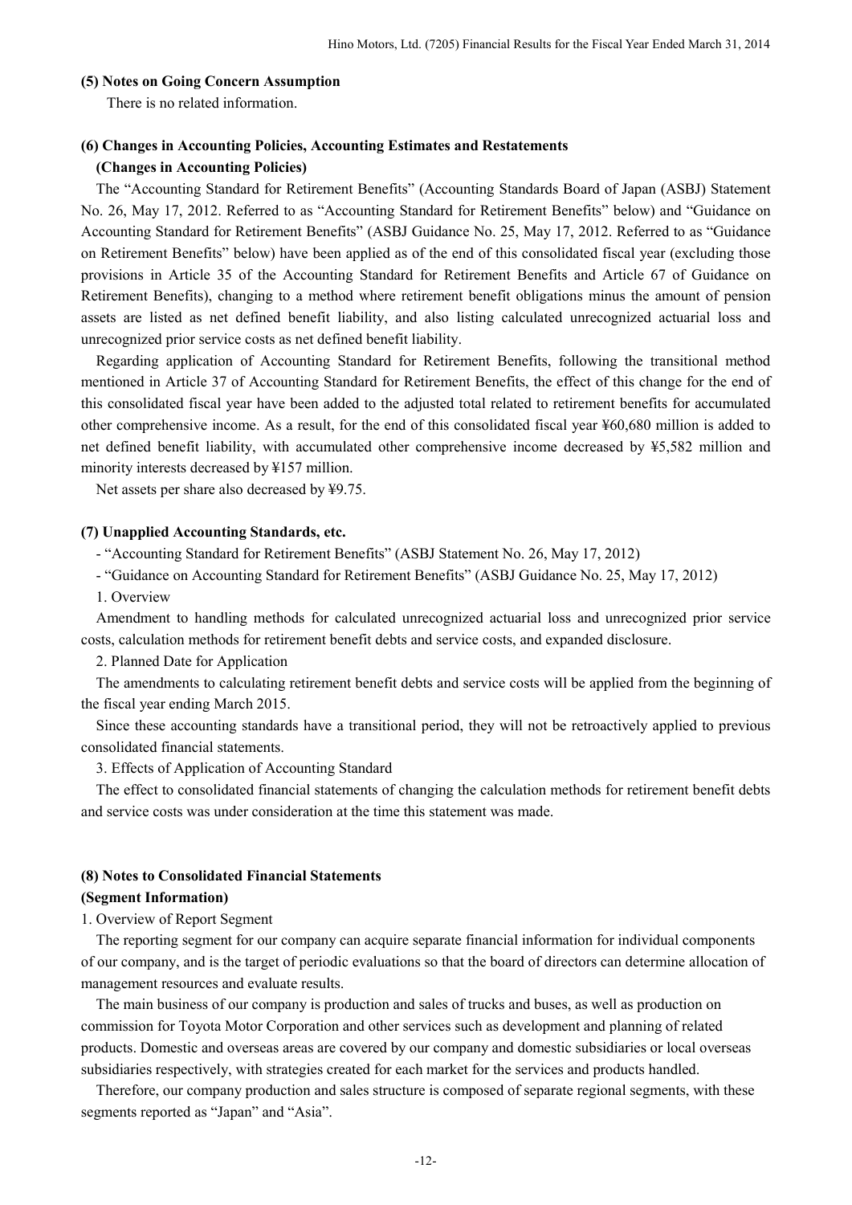### (5) Notes on Going Concern Assumption

There is no related information.

### (6) Changes in Accounting Policies, Accounting Estimates and Restatements

**(Changes in Accounting Policies)**

The "Accounting Standard for Retirement Benefits" (Accounting Standards Board of Japan (ASBJ) Statement No. 26, May 17, 2012. Referred to as "Accounting Standard for Retirement Benefits" below) and "Guidance on Accounting Standard for Retirement Benefits" (ASBJ Guidance No. 25, May 17, 2012. Referred to as "Guidance on Retirement Benefits" below) have been applied as of the end of this consolidated fiscal year (excluding those provisions in Article 35 of the Accounting Standard for Retirement Benefits and Article 67 of Guidance on Retirement Benefits), changing to a method where retirement benefit obligations minus the amount of pension assets are listed as net defined benefit liability, and also listing calculated unrecognized actuarial loss and unrecognized prior service costs as net defined benefit liability.

Regarding application of Accounting Standard for Retirement Benefits, following the transitional method mentioned in Article 37 of Accounting Standard for Retirement Benefits, the effect of this change for the end of this consolidated fiscal year have been added to the adjusted total related to retirement benefits for accumulated other comprehensive income. As a result, for the end of this consolidated fiscal year ¥60,680 million is added to net defined benefit liability, with accumulated other comprehensive income decreased by ¥5,582 million and minority interests decreased by ¥157 million.

Net assets per share also decreased by ¥9.75.

### (7) Unapplied Accounting Standards, etc.

- "Accounting Standard for Retirement Benefits" (ASBJ Statement No. 26, May 17, 2012)
- "Guidance on Accounting Standard for Retirement Benefits" (ASBJ Guidance No. 25, May 17, 2012)

1. Overview

Amendment to handling methods for calculated unrecognized actuarial loss and unrecognized prior service costs, calculation methods for retirement benefit debts and service costs, and expanded disclosure.

2. Planned Date for Application

The amendments to calculating retirement benefit debts and service costs will be applied from the beginning of the fiscal year ending March 2015.

Since these accounting standards have a transitional period, they will not be retroactively applied to previous consolidated financial statements.

3. Effects of Application of Accounting Standard

The effect to consolidated financial statements of changing the calculation methods for retirement benefit debts and service costs was under consideration at the time this statement was made.

### (8) Notes to Consolidated Financial Statements

**(Segment Information)**

1. Overview of Report Segment

The reporting segment for our company can acquire separate financial information for individual components of our company, and is the target of periodic evaluations so that the board of directors can determine allocation of management resources and evaluate results.

The main business of our company is production and sales of trucks and buses, as well as production on commission for Toyota Motor Corporation and other services such as development and planning of related products. Domestic and overseas areas are covered by our company and domestic subsidiaries or local overseas subsidiaries respectively, with strategies created for each market for the services and products handled.

Therefore, our company production and sales structure is composed of separate regional segments, with these segments reported as "Japan" and "Asia".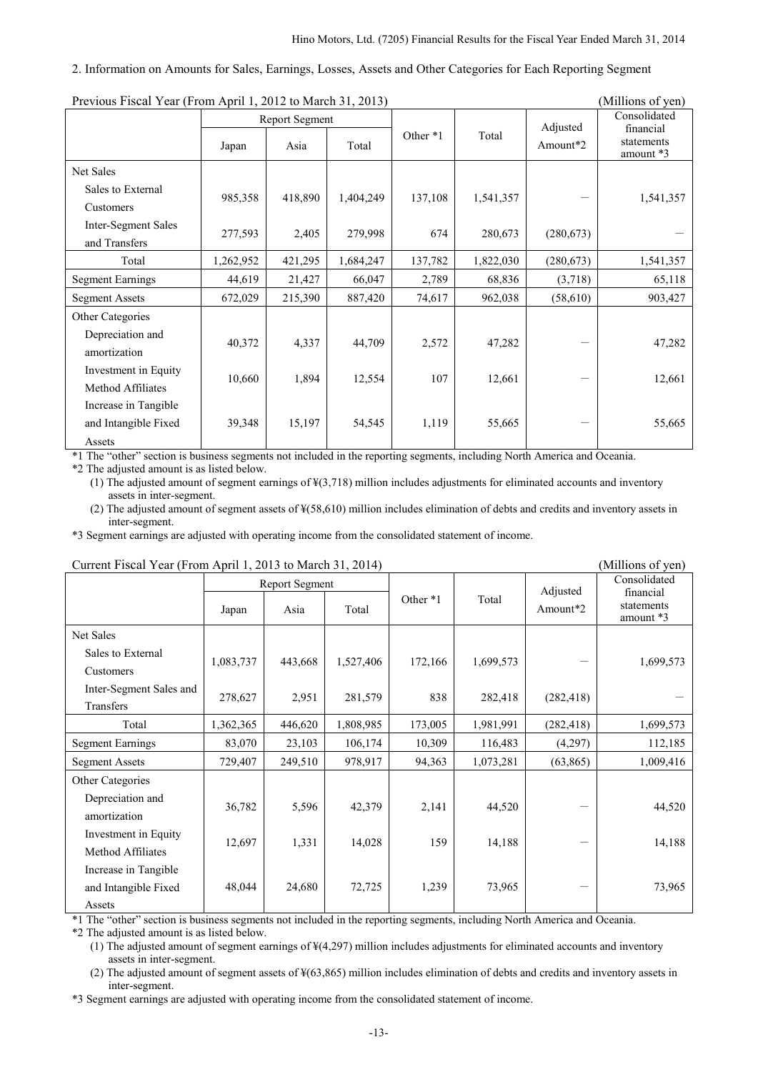## 2. Information on Amounts for Sales, Earnings, Losses, Assets and Other Categories for Each Reporting Segment

Previous Fiscal Year (From April 1, 2012 to March 31, 2013) (Millions of yen)

| | Report Segment | | | Other *1 | Total | Adjusted Amount*2 | Consolidated financial statements amount *3 |
|---|---|---|---|---|---|---|---|
| | Japan | Asia | Total | | | | |
| Net Sales | | | | | | | |
| Sales to External Customers | 985,358 | 418,890 | 1,404,249 | 137,108 | 1,541,357 | — | 1,541,357 |
| Inter-Segment Sales and Transfers | 277,593 | 2,405 | 279,998 | 674 | 280,673 | (280,673) | — |
| Total | 1,262,952 | 421,295 | 1,684,247 | 137,782 | 1,822,030 | (280,673) | 1,541,357 |
| Segment Earnings | 44,619 | 21,427 | 66,047 | 2,789 | 68,836 | (3,718) | 65,118 |
| Segment Assets | 672,029 | 215,390 | 887,420 | 74,617 | 962,038 | (58,610) | 903,427 |
| Other Categories | | | | | | | |
| Depreciation and amortization | 40,372 | 4,337 | 44,709 | 2,572 | 47,282 | — | 47,282 |
| Investment in Equity Method Affiliates | 10,660 | 1,894 | 12,554 | 107 | 12,661 | — | 12,661 |
| Increase in Tangible and Intangible Fixed Assets | 39,348 | 15,197 | 54,545 | 1,119 | 55,665 | — | 55,665 |

*1 The "other" section is business segments not included in the reporting segments, including North America and Oceania.

*2 The adjusted amount is as listed below.

(1) The adjusted amount of segment earnings of ¥(3,718) million includes adjustments for eliminated accounts and inventory assets in inter-segment.

(2) The adjusted amount of segment assets of ¥(58,610) million includes elimination of debts and credits and inventory assets in inter-segment.

*3 Segment earnings are adjusted with operating income from the consolidated statement of income.

Current Fiscal Year (From April 1, 2013 to March 31, 2014) (Millions of yen)

| | Report Segment | | | Other *1 | Total | Adjusted Amount*2 | Consolidated financial statements amount *3 |
|---|---|---|---|---|---|---|---|
| | Japan | Asia | Total | | | | |
| Net Sales | | | | | | | |
| Sales to External Customers | 1,083,737 | 443,668 | 1,527,406 | 172,166 | 1,699,573 | — | 1,699,573 |
| Inter-Segment Sales and Transfers | 278,627 | 2,951 | 281,579 | 838 | 282,418 | (282,418) | — |
| Total | 1,362,365 | 446,620 | 1,808,985 | 173,005 | 1,981,991 | (282,418) | 1,699,573 |
| Segment Earnings | 83,070 | 23,103 | 106,174 | 10,309 | 116,483 | (4,297) | 112,185 |
| Segment Assets | 729,407 | 249,510 | 978,917 | 94,363 | 1,073,281 | (63,865) | 1,009,416 |
| Other Categories | | | | | | | |
| Depreciation and amortization | 36,782 | 5,596 | 42,379 | 2,141 | 44,520 | — | 44,520 |
| Investment in Equity Method Affiliates | 12,697 | 1,331 | 14,028 | 159 | 14,188 | — | 14,188 |
| Increase in Tangible and Intangible Fixed Assets | 48,044 | 24,680 | 72,725 | 1,239 | 73,965 | — | 73,965 |

*1 The "other" section is business segments not included in the reporting segments, including North America and Oceania.

*2 The adjusted amount is as listed below.

(1) The adjusted amount of segment earnings of ¥(4,297) million includes adjustments for eliminated accounts and inventory assets in inter-segment.

(2) The adjusted amount of segment assets of ¥(63,865) million includes elimination of debts and credits and inventory assets in inter-segment.

*3 Segment earnings are adjusted with operating income from the consolidated statement of income.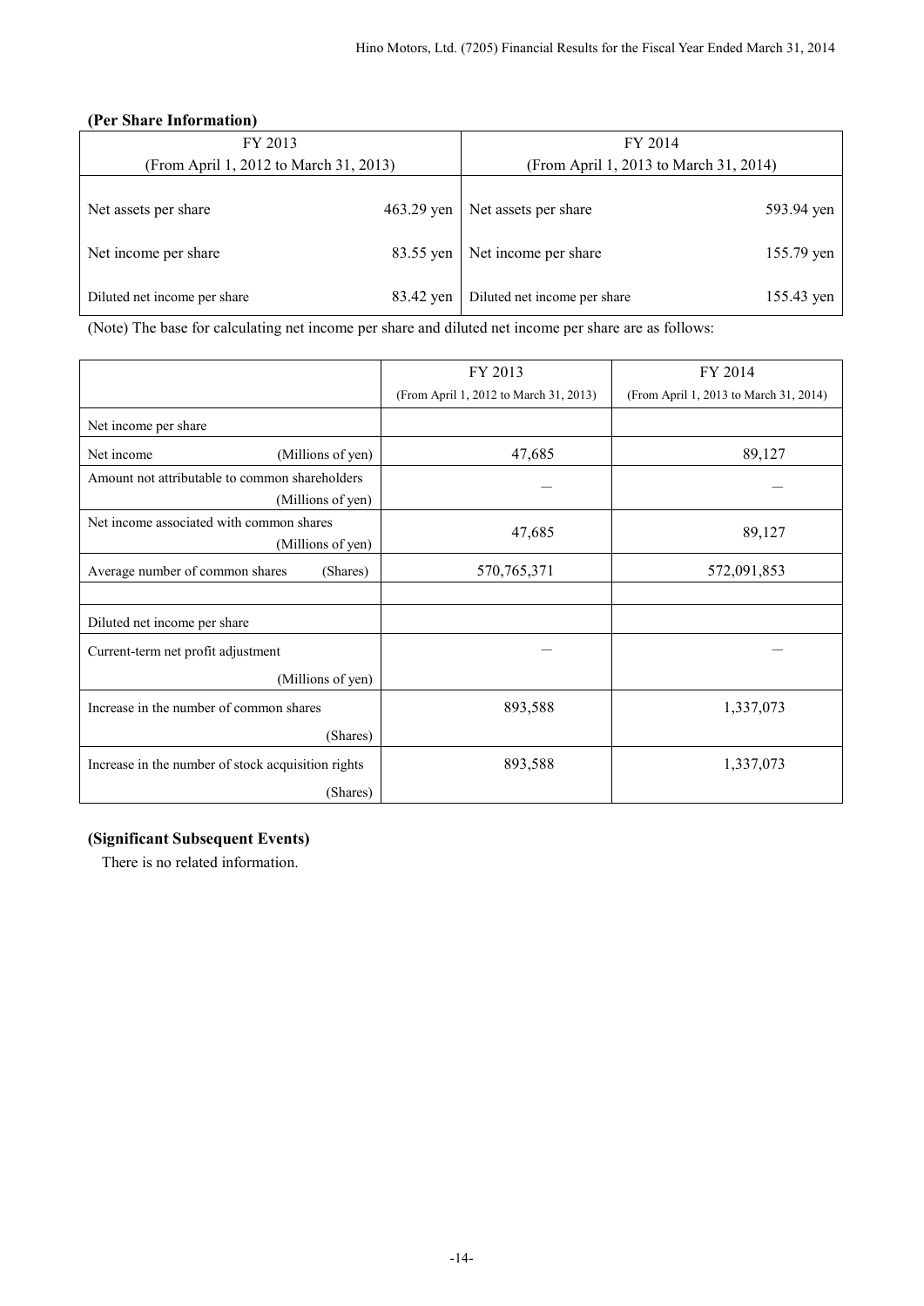### (Per Share Information)

| FY 2013 (From April 1, 2012 to March 31, 2013) | | FY 2014 (From April 1, 2013 to March 31, 2014) | |
|---|---|---|---|
| Net assets per share | 463.29 yen | Net assets per share | 593.94 yen |
| Net income per share | 83.55 yen | Net income per share | 155.79 yen |
| Diluted net income per share | 83.42 yen | Diluted net income per share | 155.43 yen |

(Note) The base for calculating net income per share and diluted net income per share are as follows:

| | FY 2013 (From April 1, 2012 to March 31, 2013) | FY 2014 (From April 1, 2013 to March 31, 2014) |
|---|---|---|
| Net income per share | | |
| Net income (Millions of yen) | 47,685 | 89,127 |
| Amount not attributable to common shareholders (Millions of yen) | — | — |
| Net income associated with common shares (Millions of yen) | 47,685 | 89,127 |
| Average number of common shares (Shares) | 570,765,371 | 572,091,853 |
| | | |
| Diluted net income per share | | |
| Current-term net profit adjustment (Millions of yen) | — | — |
| Increase in the number of common shares (Shares) | 893,588 | 1,337,073 |
| Increase in the number of stock acquisition rights (Shares) | 893,588 | 1,337,073 |

### (Significant Subsequent Events)

There is no related information.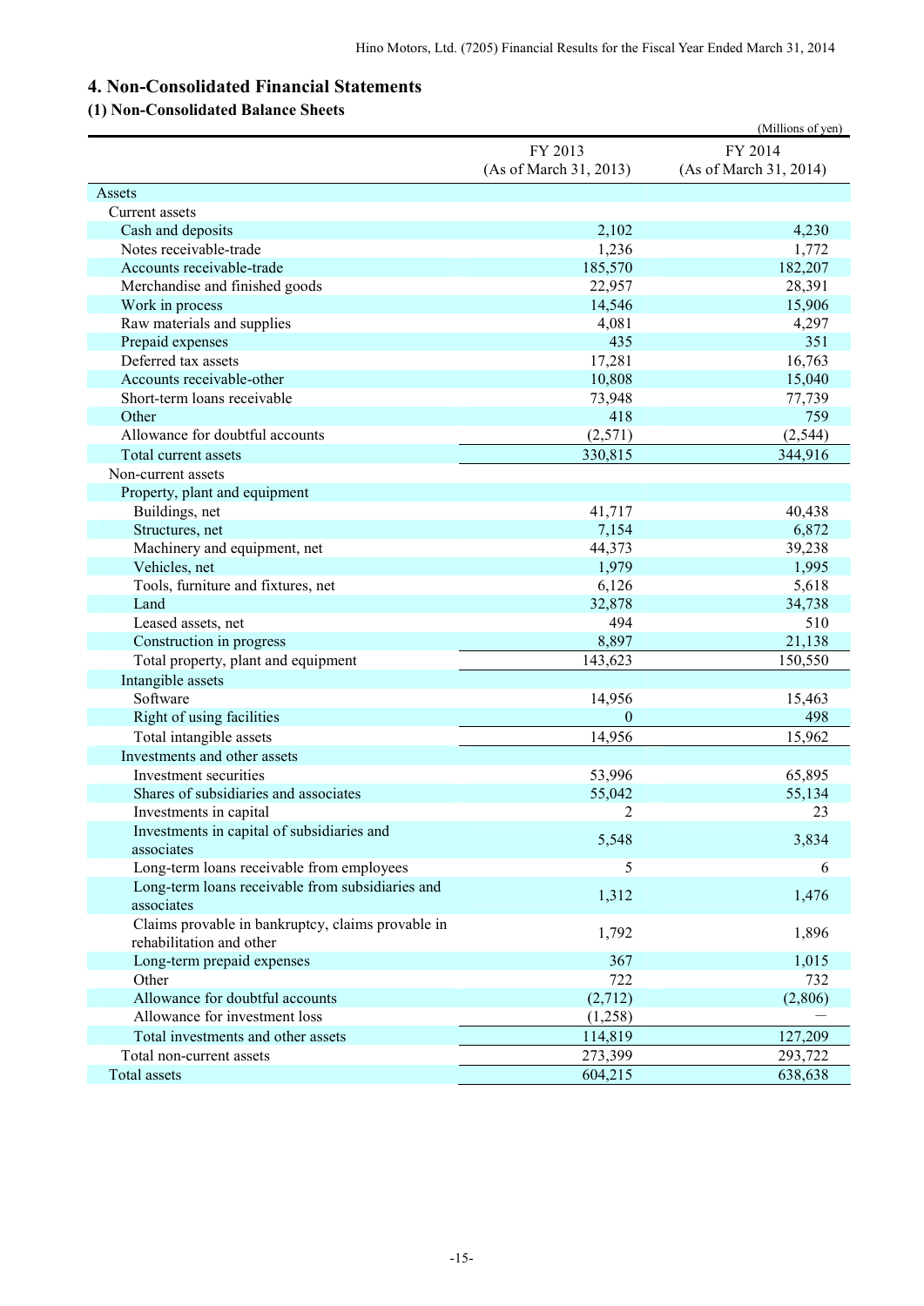## 4. Non-Consolidated Financial Statements

### (1) Non-Consolidated Balance Sheets

(Millions of yen)

| | FY 2013 (As of March 31, 2013) | FY 2014 (As of March 31, 2014) |
|---|---|---|
| Assets | | |
| Current assets | | |
| Cash and deposits | 2,102 | 4,230 |
| Notes receivable-trade | 1,236 | 1,772 |
| Accounts receivable-trade | 185,570 | 182,207 |
| Merchandise and finished goods | 22,957 | 28,391 |
| Work in process | 14,546 | 15,906 |
| Raw materials and supplies | 4,081 | 4,297 |
| Prepaid expenses | 435 | 351 |
| Deferred tax assets | 17,281 | 16,763 |
| Accounts receivable-other | 10,808 | 15,040 |
| Short-term loans receivable | 73,948 | 77,739 |
| Other | 418 | 759 |
| Allowance for doubtful accounts | (2,571) | (2,544) |
| Total current assets | 330,815 | 344,916 |
| Non-current assets | | |
| Property, plant and equipment | | |
| Buildings, net | 41,717 | 40,438 |
| Structures, net | 7,154 | 6,872 |
| Machinery and equipment, net | 44,373 | 39,238 |
| Vehicles, net | 1,979 | 1,995 |
| Tools, furniture and fixtures, net | 6,126 | 5,618 |
| Land | 32,878 | 34,738 |
| Leased assets, net | 494 | 510 |
| Construction in progress | 8,897 | 21,138 |
| Total property, plant and equipment | 143,623 | 150,550 |
| Intangible assets | | |
| Software | 14,956 | 15,463 |
| Right of using facilities | 0 | 498 |
| Total intangible assets | 14,956 | 15,962 |
| Investments and other assets | | |
| Investment securities | 53,996 | 65,895 |
| Shares of subsidiaries and associates | 55,042 | 55,134 |
| Investments in capital | 2 | 23 |
| Investments in capital of subsidiaries and associates | 5,548 | 3,834 |
| Long-term loans receivable from employees | 5 | 6 |
| Long-term loans receivable from subsidiaries and associates | 1,312 | 1,476 |
| Claims provable in bankruptcy, claims provable in rehabilitation and other | 1,792 | 1,896 |
| Long-term prepaid expenses | 367 | 1,015 |
| Other | 722 | 732 |
| Allowance for doubtful accounts | (2,712) | (2,806) |
| Allowance for investment loss | (1,258) | — |
| Total investments and other assets | 114,819 | 127,209 |
| Total non-current assets | 273,399 | 293,722 |
| Total assets | 604,215 | 638,638 |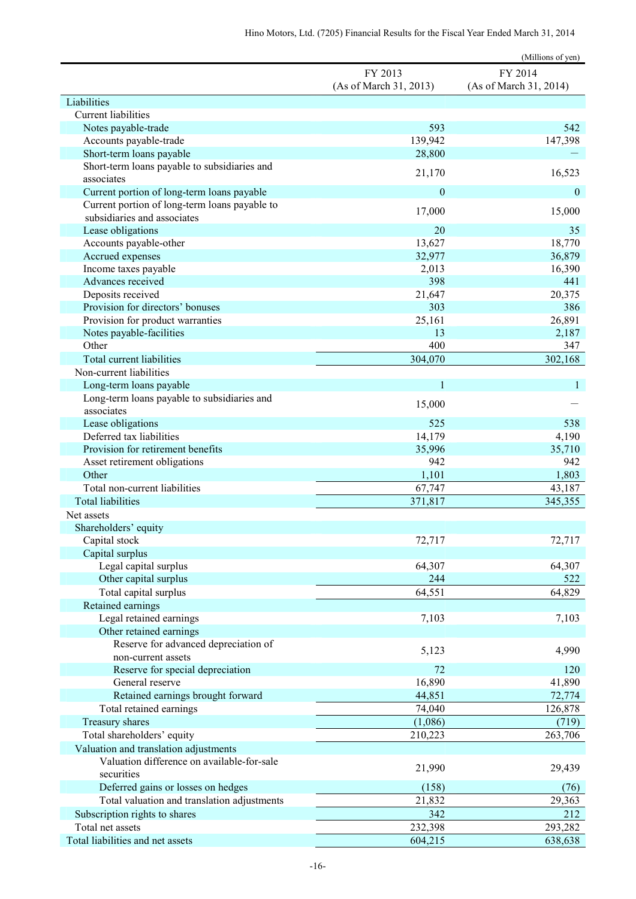(Millions of yen)

| | FY 2013 (As of March 31, 2013) | FY 2014 (As of March 31, 2014) |
|---|---|---|
| Liabilities | | |
| Current liabilities | | |
| Notes payable-trade | 593 | 542 |
| Accounts payable-trade | 139,942 | 147,398 |
| Short-term loans payable | 28,800 | — |
| Short-term loans payable to subsidiaries and associates | 21,170 | 16,523 |
| Current portion of long-term loans payable | 0 | 0 |
| Current portion of long-term loans payable to subsidiaries and associates | 17,000 | 15,000 |
| Lease obligations | 20 | 35 |
| Accounts payable-other | 13,627 | 18,770 |
| Accrued expenses | 32,977 | 36,879 |
| Income taxes payable | 2,013 | 16,390 |
| Advances received | 398 | 441 |
| Deposits received | 21,647 | 20,375 |
| Provision for directors' bonuses | 303 | 386 |
| Provision for product warranties | 25,161 | 26,891 |
| Notes payable-facilities | 13 | 2,187 |
| Other | 400 | 347 |
| Total current liabilities | 304,070 | 302,168 |
| Non-current liabilities | | |
| Long-term loans payable | 1 | 1 |
| Long-term loans payable to subsidiaries and associates | 15,000 | — |
| Lease obligations | 525 | 538 |
| Deferred tax liabilities | 14,179 | 4,190 |
| Provision for retirement benefits | 35,996 | 35,710 |
| Asset retirement obligations | 942 | 942 |
| Other | 1,101 | 1,803 |
| Total non-current liabilities | 67,747 | 43,187 |
| Total liabilities | 371,817 | 345,355 |
| Net assets | | |
| Shareholders' equity | | |
| Capital stock | 72,717 | 72,717 |
| Capital surplus | | |
| Legal capital surplus | 64,307 | 64,307 |
| Other capital surplus | 244 | 522 |
| Total capital surplus | 64,551 | 64,829 |
| Retained earnings | | |
| Legal retained earnings | 7,103 | 7,103 |
| Other retained earnings | | |
| Reserve for advanced depreciation of non-current assets | 5,123 | 4,990 |
| Reserve for special depreciation | 72 | 120 |
| General reserve | 16,890 | 41,890 |
| Retained earnings brought forward | 44,851 | 72,774 |
| Total retained earnings | 74,040 | 126,878 |
| Treasury shares | (1,086) | (719) |
| Total shareholders' equity | 210,223 | 263,706 |
| Valuation and translation adjustments | | |
| Valuation difference on available-for-sale securities | 21,990 | 29,439 |
| Deferred gains or losses on hedges | (158) | (76) |
| Total valuation and translation adjustments | 21,832 | 29,363 |
| Subscription rights to shares | 342 | 212 |
| Total net assets | 232,398 | 293,282 |
| Total liabilities and net assets | 604,215 | 638,638 |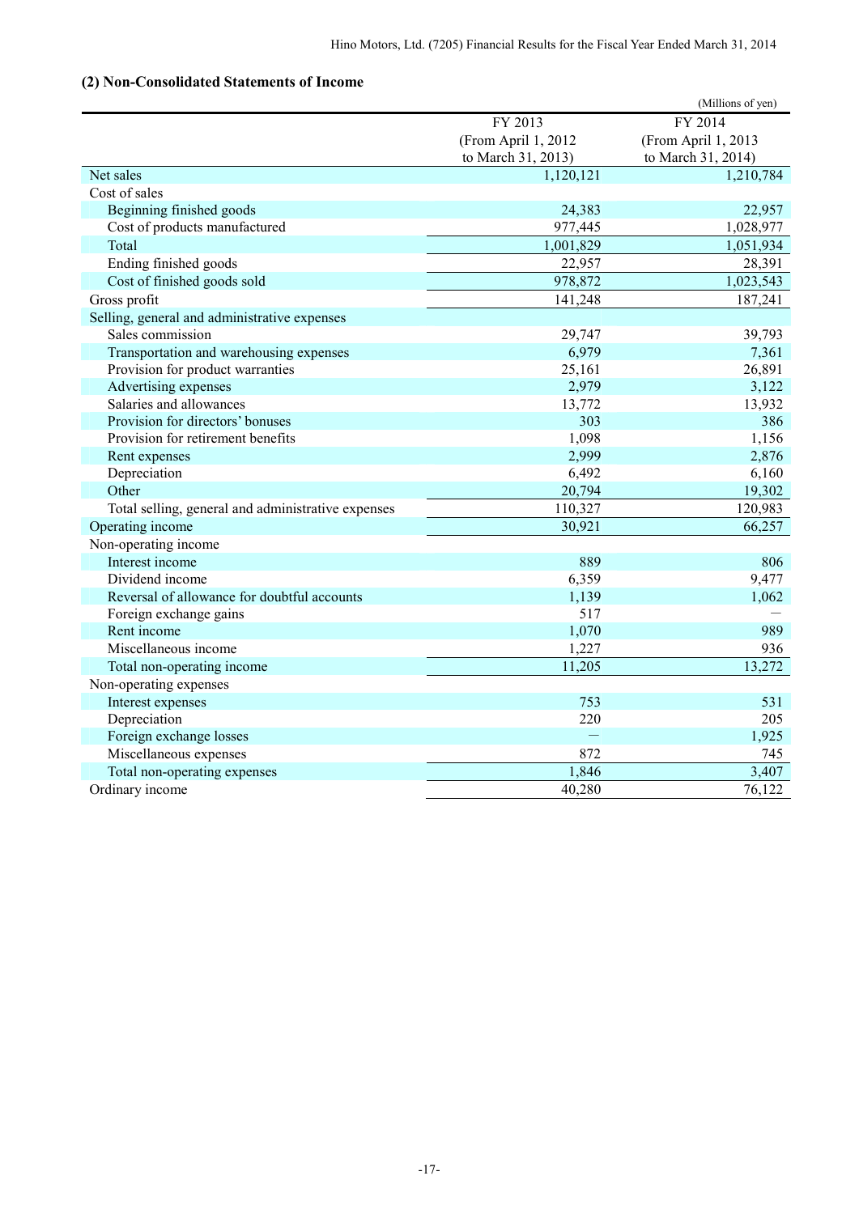## (2) Non-Consolidated Statements of Income

(Millions of yen)

| | FY 2013 (From April 1, 2012 to March 31, 2013) | FY 2014 (From April 1, 2013 to March 31, 2014) |
|---|---|---|
| Net sales | 1,120,121 | 1,210,784 |
| Cost of sales | | |
| Beginning finished goods | 24,383 | 22,957 |
| Cost of products manufactured | 977,445 | 1,028,977 |
| Total | 1,001,829 | 1,051,934 |
| Ending finished goods | 22,957 | 28,391 |
| Cost of finished goods sold | 978,872 | 1,023,543 |
| Gross profit | 141,248 | 187,241 |
| Selling, general and administrative expenses | | |
| Sales commission | 29,747 | 39,793 |
| Transportation and warehousing expenses | 6,979 | 7,361 |
| Provision for product warranties | 25,161 | 26,891 |
| Advertising expenses | 2,979 | 3,122 |
| Salaries and allowances | 13,772 | 13,932 |
| Provision for directors' bonuses | 303 | 386 |
| Provision for retirement benefits | 1,098 | 1,156 |
| Rent expenses | 2,999 | 2,876 |
| Depreciation | 6,492 | 6,160 |
| Other | 20,794 | 19,302 |
| Total selling, general and administrative expenses | 110,327 | 120,983 |
| Operating income | 30,921 | 66,257 |
| Non-operating income | | |
| Interest income | 889 | 806 |
| Dividend income | 6,359 | 9,477 |
| Reversal of allowance for doubtful accounts | 1,139 | 1,062 |
| Foreign exchange gains | 517 | — |
| Rent income | 1,070 | 989 |
| Miscellaneous income | 1,227 | 936 |
| Total non-operating income | 11,205 | 13,272 |
| Non-operating expenses | | |
| Interest expenses | 753 | 531 |
| Depreciation | 220 | 205 |
| Foreign exchange losses | — | 1,925 |
| Miscellaneous expenses | 872 | 745 |
| Total non-operating expenses | 1,846 | 3,407 |
| Ordinary income | 40,280 | 76,122 |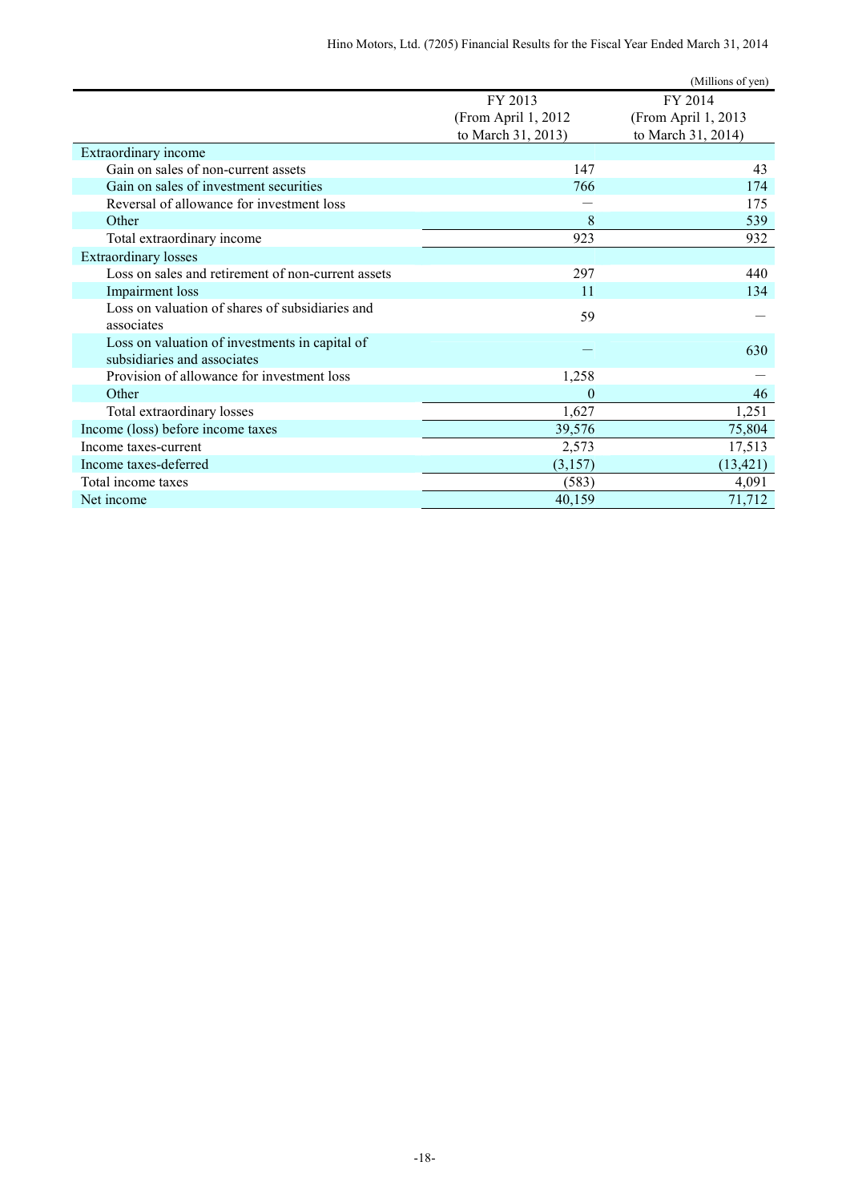(Millions of yen)

| | FY 2013 (From April 1, 2012 to March 31, 2013) | FY 2014 (From April 1, 2013 to March 31, 2014) |
|---|---|---|
| Extraordinary income | | |
| Gain on sales of non-current assets | 147 | 43 |
| Gain on sales of investment securities | 766 | 174 |
| Reversal of allowance for investment loss | — | 175 |
| Other | 8 | 539 |
| Total extraordinary income | 923 | 932 |
| Extraordinary losses | | |
| Loss on sales and retirement of non-current assets | 297 | 440 |
| Impairment loss | 11 | 134 |
| Loss on valuation of shares of subsidiaries and associates | 59 | — |
| Loss on valuation of investments in capital of subsidiaries and associates | — | 630 |
| Provision of allowance for investment loss | 1,258 | — |
| Other | 0 | 46 |
| Total extraordinary losses | 1,627 | 1,251 |
| Income (loss) before income taxes | 39,576 | 75,804 |
| Income taxes-current | 2,573 | 17,513 |
| Income taxes-deferred | (3,157) | (13,421) |
| Total income taxes | (583) | 4,091 |
| Net income | 40,159 | 71,712 |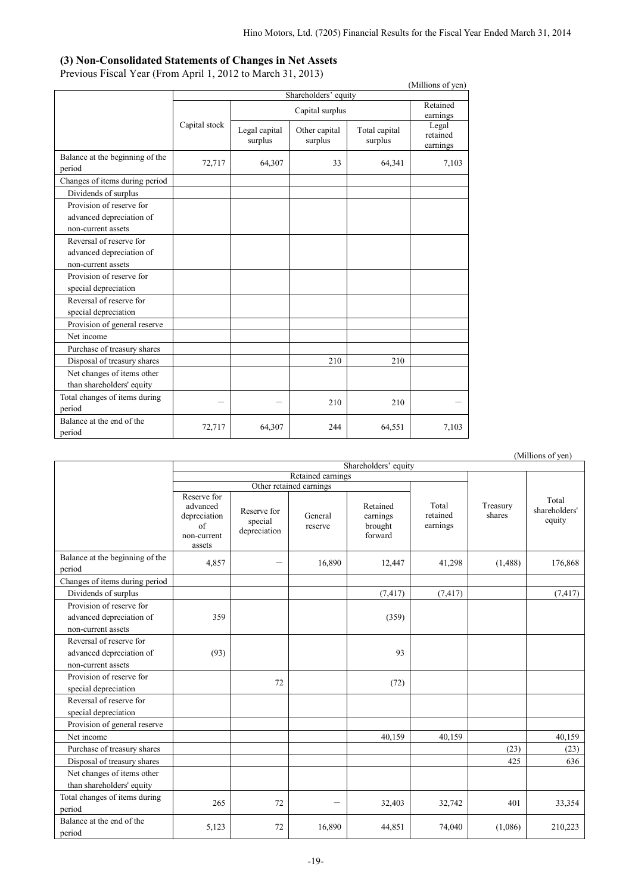### (3) Non-Consolidated Statements of Changes in Net Assets

Previous Fiscal Year (From April 1, 2012 to March 31, 2013)

(Millions of yen)

| | Shareholders' equity | | | | |
|---|---|---|---|---|---|
| | Capital stock | Capital surplus | | | Retained earnings |
| | | Legal capital surplus | Other capital surplus | Total capital surplus | Legal retained earnings |
| Balance at the beginning of the period | 72,717 | 64,307 | 33 | 64,341 | 7,103 |
| Changes of items during period | | | | | |
| Dividends of surplus | | | | | |
| Provision of reserve for advanced depreciation of non-current assets | | | | | |
| Reversal of reserve for advanced depreciation of non-current assets | | | | | |
| Provision of reserve for special depreciation | | | | | |
| Reversal of reserve for special depreciation | | | | | |
| Provision of general reserve | | | | | |
| Net income | | | | | |
| Purchase of treasury shares | | | | | |
| Disposal of treasury shares | | | 210 | 210 | |
| Net changes of items other than shareholders' equity | | | | | |
| Total changes of items during period | － | － | 210 | 210 | － |
| Balance at the end of the period | 72,717 | 64,307 | 244 | 64,551 | 7,103 |

(Millions of yen)

| | Shareholders' equity | | | | | | |
|---|---|---|---|---|---|---|---|
| | Retained earnings | | | | | Treasury shares | Total shareholders' equity |
| | Other retained earnings | | | | Total retained earnings | | |
| | Reserve for advanced depreciation of non-current assets | Reserve for special depreciation | General reserve | Retained earnings brought forward | | | |
| Balance at the beginning of the period | 4,857 | － | 16,890 | 12,447 | 41,298 | (1,488) | 176,868 |
| Changes of items during period | | | | | | | |
| Dividends of surplus | | | | (7,417) | (7,417) | | (7,417) |
| Provision of reserve for advanced depreciation of non-current assets | 359 | | | (359) | | | |
| Reversal of reserve for advanced depreciation of non-current assets | (93) | | | 93 | | | |
| Provision of reserve for special depreciation | | 72 | | (72) | | | |
| Reversal of reserve for special depreciation | | | | | | | |
| Provision of general reserve | | | | | | | |
| Net income | | | | 40,159 | 40,159 | | 40,159 |
| Purchase of treasury shares | | | | | | (23) | (23) |
| Disposal of treasury shares | | | | | | 425 | 636 |
| Net changes of items other than shareholders' equity | | | | | | | |
| Total changes of items during period | 265 | 72 | － | 32,403 | 32,742 | 401 | 33,354 |
| Balance at the end of the period | 5,123 | 72 | 16,890 | 44,851 | 74,040 | (1,086) | 210,223 |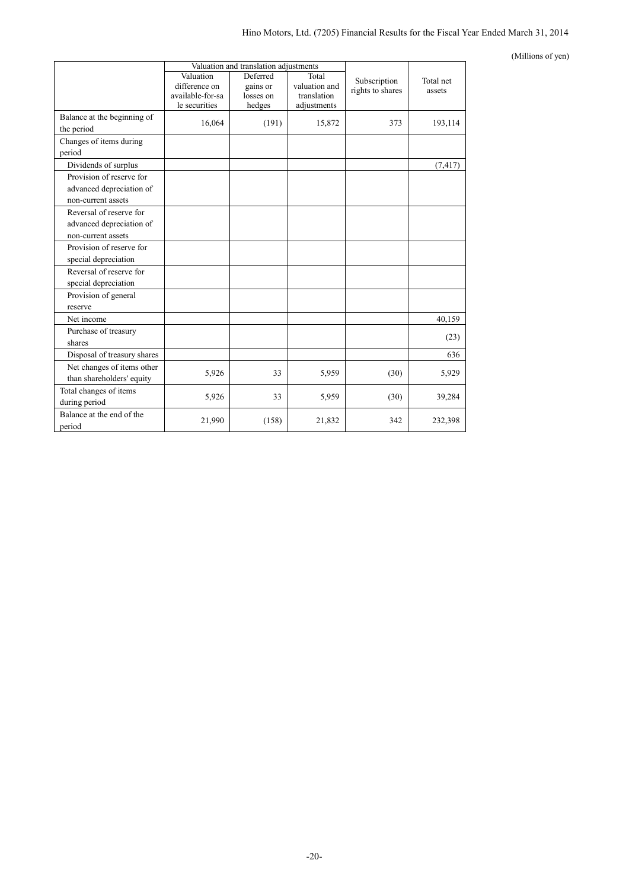(Millions of yen)

| | Valuation and translation adjustments | | | Subscription rights to shares | Total net assets |
|---|---|---|---|---|---|
| | Valuation difference on available-for-sale securities | Deferred gains or losses on hedges | Total valuation and translation adjustments | | |
| Balance at the beginning of the period | 16,064 | (191) | 15,872 | 373 | 193,114 |
| Changes of items during period | | | | | |
| Dividends of surplus | | | | | (7,417) |
| Provision of reserve for advanced depreciation of non-current assets | | | | | |
| Reversal of reserve for advanced depreciation of non-current assets | | | | | |
| Provision of reserve for special depreciation | | | | | |
| Reversal of reserve for special depreciation | | | | | |
| Provision of general reserve | | | | | |
| Net income | | | | | 40,159 |
| Purchase of treasury shares | | | | | (23) |
| Disposal of treasury shares | | | | | 636 |
| Net changes of items other than shareholders' equity | 5,926 | 33 | 5,959 | (30) | 5,929 |
| Total changes of items during period | 5,926 | 33 | 5,959 | (30) | 39,284 |
| Balance at the end of the period | 21,990 | (158) | 21,832 | 342 | 232,398 |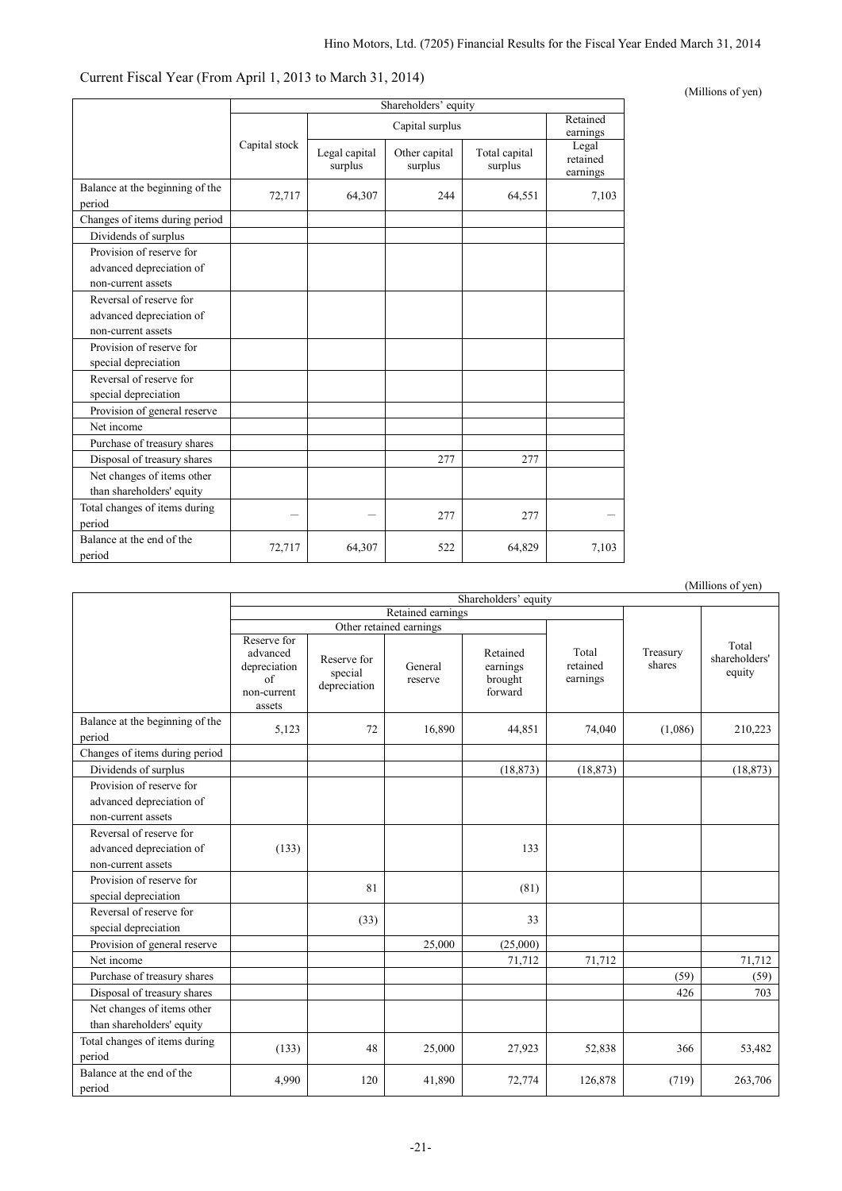Current Fiscal Year (From April 1, 2013 to March 31, 2014)

(Millions of yen)

| | Shareholders' equity | | | | |
|---|---|---|---|---|---|
| | Capital stock | Capital surplus | | | Retained earnings |
| | | Legal capital surplus | Other capital surplus | Total capital surplus | Legal retained earnings |
| Balance at the beginning of the period | 72,717 | 64,307 | 244 | 64,551 | 7,103 |
| Changes of items during period | | | | | |
| Dividends of surplus | | | | | |
| Provision of reserve for advanced depreciation of non-current assets | | | | | |
| Reversal of reserve for advanced depreciation of non-current assets | | | | | |
| Provision of reserve for special depreciation | | | | | |
| Reversal of reserve for special depreciation | | | | | |
| Provision of general reserve | | | | | |
| Net income | | | | | |
| Purchase of treasury shares | | | | | |
| Disposal of treasury shares | | | 277 | 277 | |
| Net changes of items other than shareholders' equity | | | | | |
| Total changes of items during period | — | — | 277 | 277 | — |
| Balance at the end of the period | 72,717 | 64,307 | 522 | 64,829 | 7,103 |

(Millions of yen)

| | Shareholders' equity | | | | | | |
|---|---|---|---|---|---|---|---|
| | Retained earnings | | | | | | |
| | Other retained earnings | | | | | | |
| | Reserve for advanced depreciation of non-current assets | Reserve for special depreciation | General reserve | Retained earnings brought forward | Total retained earnings | Treasury shares | Total shareholders' equity |
| Balance at the beginning of the period | 5,123 | 72 | 16,890 | 44,851 | 74,040 | (1,086) | 210,223 |
| Changes of items during period | | | | | | | |
| Dividends of surplus | | | | (18,873) | (18,873) | | (18,873) |
| Provision of reserve for advanced depreciation of non-current assets | | | | | | | |
| Reversal of reserve for advanced depreciation of non-current assets | (133) | | | 133 | | | |
| Provision of reserve for special depreciation | | 81 | | (81) | | | |
| Reversal of reserve for special depreciation | | (33) | | 33 | | | |
| Provision of general reserve | | | 25,000 | (25,000) | | | |
| Net income | | | | 71,712 | 71,712 | | 71,712 |
| Purchase of treasury shares | | | | | | (59) | (59) |
| Disposal of treasury shares | | | | | | 426 | 703 |
| Net changes of items other than shareholders' equity | | | | | | | |
| Total changes of items during period | (133) | 48 | 25,000 | 27,923 | 52,838 | 366 | 53,482 |
| Balance at the end of the period | 4,990 | 120 | 41,890 | 72,774 | 126,878 | (719) | 263,706 |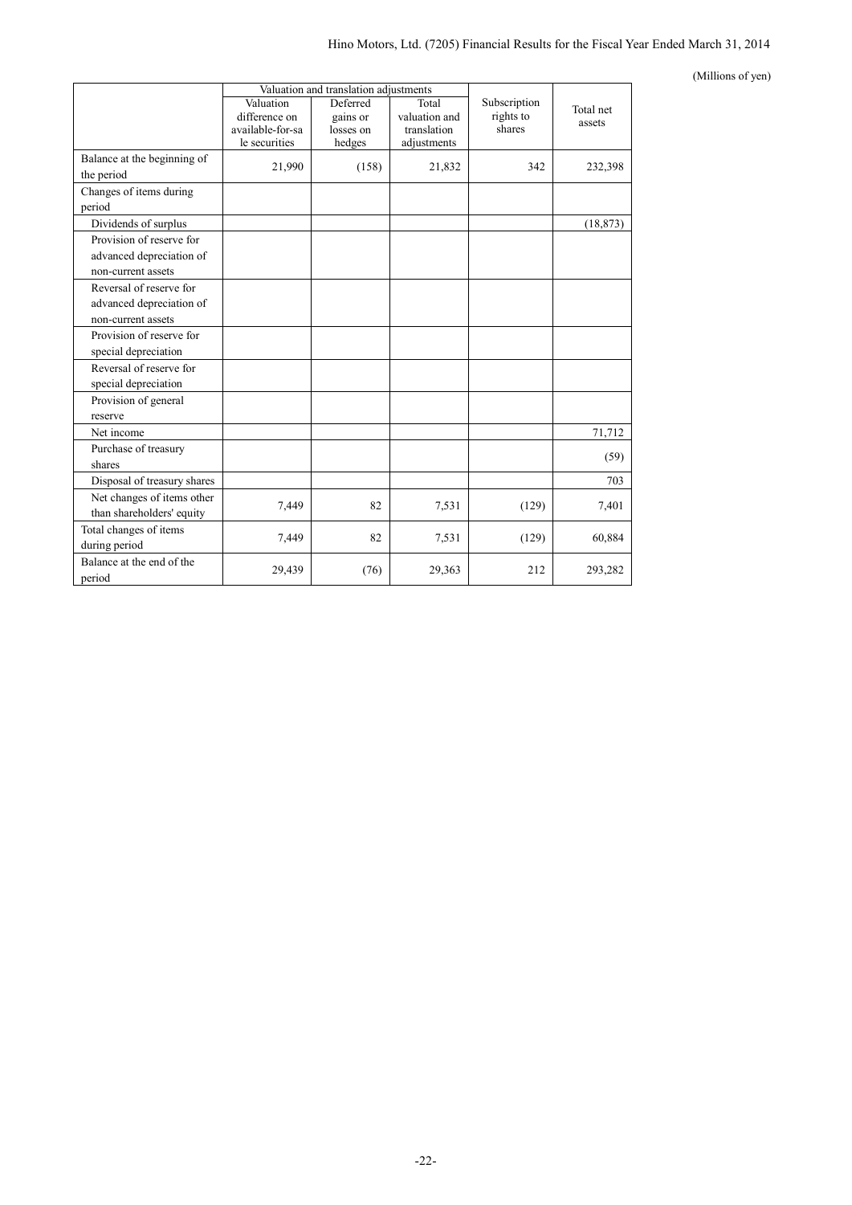(Millions of yen)

| | Valuation and translation adjustments | | | Subscription rights to shares | Total net assets |
|---|---|---|---|---|---|
| | Valuation difference on available-for-sale securities | Deferred gains or losses on hedges | Total valuation and translation adjustments | | |
| Balance at the beginning of the period | 21,990 | (158) | 21,832 | 342 | 232,398 |
| Changes of items during period | | | | | |
| Dividends of surplus | | | | | (18,873) |
| Provision of reserve for advanced depreciation of non-current assets | | | | | |
| Reversal of reserve for advanced depreciation of non-current assets | | | | | |
| Provision of reserve for special depreciation | | | | | |
| Reversal of reserve for special depreciation | | | | | |
| Provision of general reserve | | | | | |
| Net income | | | | | 71,712 |
| Purchase of treasury shares | | | | | (59) |
| Disposal of treasury shares | | | | | 703 |
| Net changes of items other than shareholders' equity | 7,449 | 82 | 7,531 | (129) | 7,401 |
| Total changes of items during period | 7,449 | 82 | 7,531 | (129) | 60,884 |
| Balance at the end of the period | 29,439 | (76) | 29,363 | 212 | 293,282 |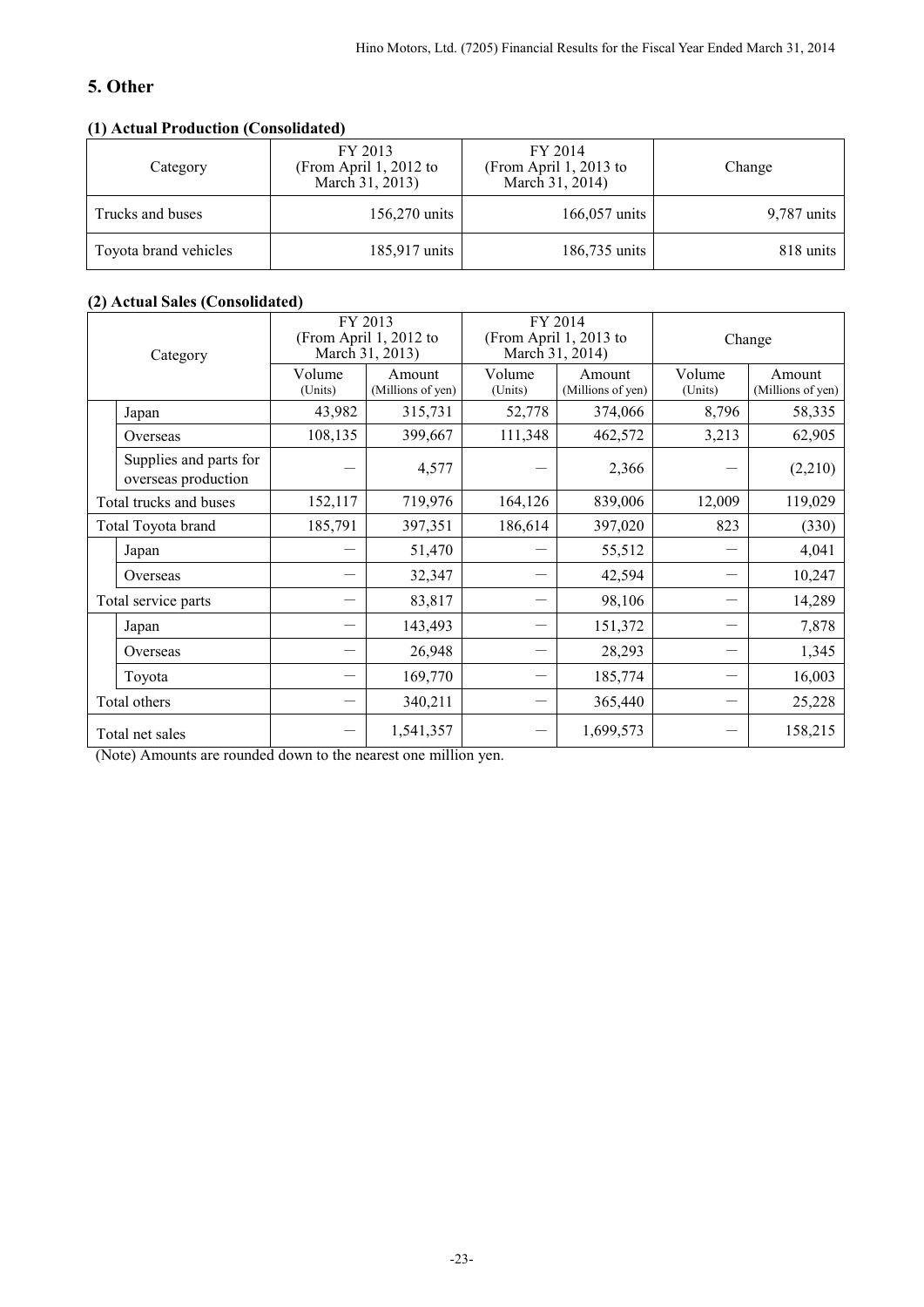## 5. Other

### (1) Actual Production (Consolidated)

| Category | FY 2013 (From April 1, 2012 to March 31, 2013) | FY 2014 (From April 1, 2013 to March 31, 2014) | Change |
|---|---|---|---|
| Trucks and buses | 156,270 units | 166,057 units | 9,787 units |
| Toyota brand vehicles | 185,917 units | 186,735 units | 818 units |

### (2) Actual Sales (Consolidated)

| Category | | FY 2013 (From April 1, 2012 to March 31, 2013) | | FY 2014 (From April 1, 2013 to March 31, 2014) | | Change | |
|---|---|---|---|---|---|---|---|
| | | Volume (Units) | Amount (Millions of yen) | Volume (Units) | Amount (Millions of yen) | Volume (Units) | Amount (Millions of yen) |
| | Japan | 43,982 | 315,731 | 52,778 | 374,066 | 8,796 | 58,335 |
| | Overseas | 108,135 | 399,667 | 111,348 | 462,572 | 3,213 | 62,905 |
| | Supplies and parts for overseas production | — | 4,577 | — | 2,366 | — | (2,210) |
| Total trucks and buses | | 152,117 | 719,976 | 164,126 | 839,006 | 12,009 | 119,029 |
| Total Toyota brand | | 185,791 | 397,351 | 186,614 | 397,020 | 823 | (330) |
| | Japan | — | 51,470 | — | 55,512 | — | 4,041 |
| | Overseas | — | 32,347 | — | 42,594 | — | 10,247 |
| Total service parts | | — | 83,817 | — | 98,106 | — | 14,289 |
| | Japan | — | 143,493 | — | 151,372 | — | 7,878 |
| | Overseas | — | 26,948 | — | 28,293 | — | 1,345 |
| | Toyota | — | 169,770 | — | 185,774 | — | 16,003 |
| Total others | | — | 340,211 | — | 365,440 | — | 25,228 |
| Total net sales | | — | 1,541,357 | — | 1,699,573 | — | 158,215 |

(Note) Amounts are rounded down to the nearest one million yen.